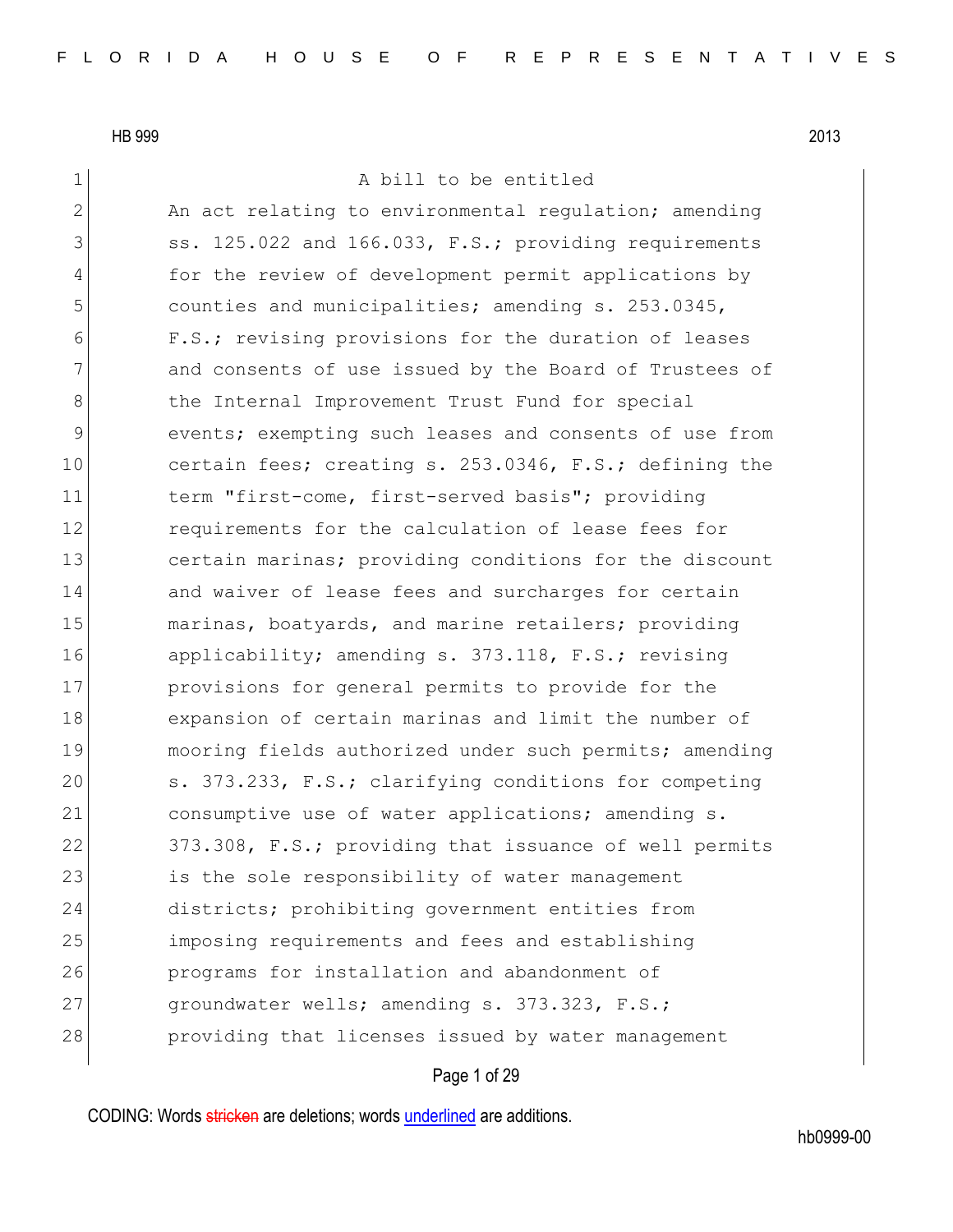HB 999 2013

A bill to be entitled

An act relating to environmental regulation; amending ss. 125.022 and 166.033, F.S.; providing requirements for the review of development permit applications by counties and municipalities; amending s. 253.0345, F.S.; revising provisions for the duration of leases and consents of use issued by the Board of Trustees of the Internal Improvement Trust Fund for special events; exempting such leases and consents of use from certain fees; creating s. 253.0346, F.S.; defining the term "first-come, first-served basis"; providing requirements for the calculation of lease fees for certain marinas; providing conditions for the discount and waiver of lease fees and surcharges for certain marinas, boatyards, and marine retailers; providing applicability; amending s. 373.118, F.S.; revising provisions for general permits to provide for the expansion of certain marinas and limit the number of mooring fields authorized under such permits; amending s. 373.233, F.S.; clarifying conditions for competing consumptive use of water applications; amending s. 373.308, F.S.; providing that issuance of well permits is the sole responsibility of water management districts; prohibiting government entities from imposing requirements and fees and establishing programs for installation and abandonment of groundwater wells; amending s. 373.323, F.S.; providing that licenses issued by water management

CODING: Words stricken are deletions; words underlined are additions.

hb0999-00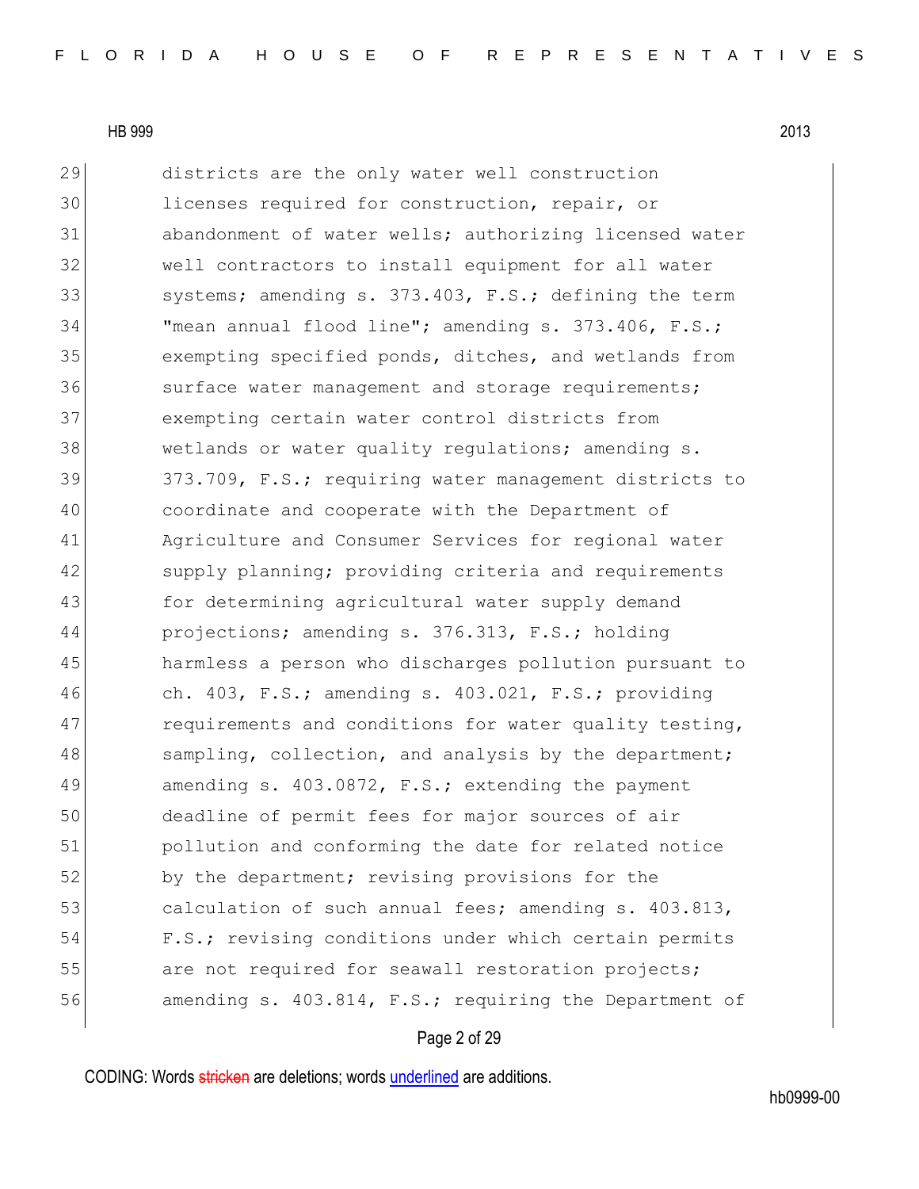districts are the only water well construction licenses required for construction, repair, or abandonment of water wells; authorizing licensed water well contractors to install equipment for all water systems; amending s. 373.403, F.S.; defining the term "mean annual flood line"; amending s. 373.406, F.S.; exempting specified ponds, ditches, and wetlands from surface water management and storage requirements; exempting certain water control districts from wetlands or water quality regulations; amending s. 373.709, F.S.; requiring water management districts to coordinate and cooperate with the Department of Agriculture and Consumer Services for regional water supply planning; providing criteria and requirements for determining agricultural water supply demand projections; amending s. 376.313, F.S.; holding harmless a person who discharges pollution pursuant to ch. 403, F.S.; amending s. 403.021, F.S.; providing requirements and conditions for water quality testing, sampling, collection, and analysis by the department; amending s. 403.0872, F.S.; extending the payment deadline of permit fees for major sources of air pollution and conforming the date for related notice by the department; revising provisions for the calculation of such annual fees; amending s. 403.813, F.S.; revising conditions under which certain permits are not required for seawall restoration projects; amending s. 403.814, F.S.; requiring the Department of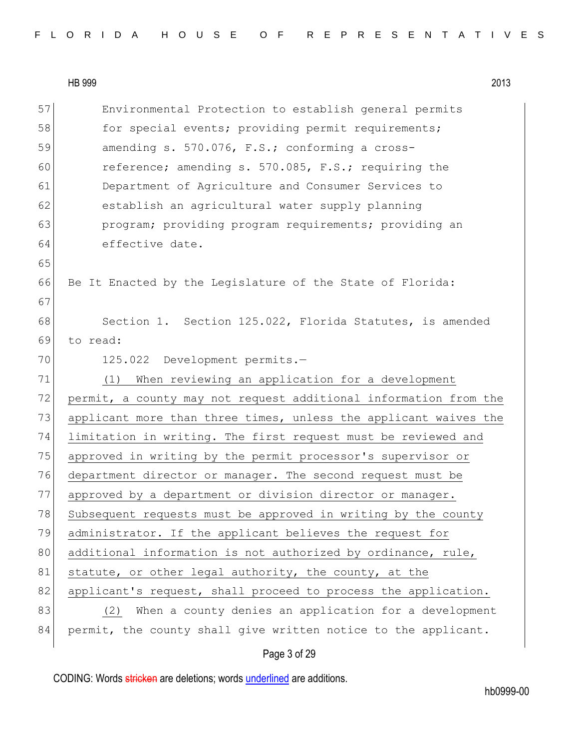Environmental Protection to establish general permits for special events; providing permit requirements; amending s. 570.076, F.S.; conforming a cross-reference; amending s. 570.085, F.S.; requiring the Department of Agriculture and Consumer Services to establish an agricultural water supply planning program; providing program requirements; providing an effective date.

Be It Enacted by the Legislature of the State of Florida:

Section 1. Section 125.022, Florida Statutes, is amended to read:

125.022 Development permits.—

(1) When reviewing an application for a development permit, a county may not request additional information from the applicant more than three times, unless the applicant waives the limitation in writing. The first request must be reviewed and approved in writing by the permit processor's supervisor or department director or manager. The second request must be approved by a department or division director or manager. Subsequent requests must be approved in writing by the county administrator. If the applicant believes the request for additional information is not authorized by ordinance, rule, statute, or other legal authority, the county, at the applicant's request, shall proceed to process the application.

(2) When a county denies an application for a development permit, the county shall give written notice to the applicant.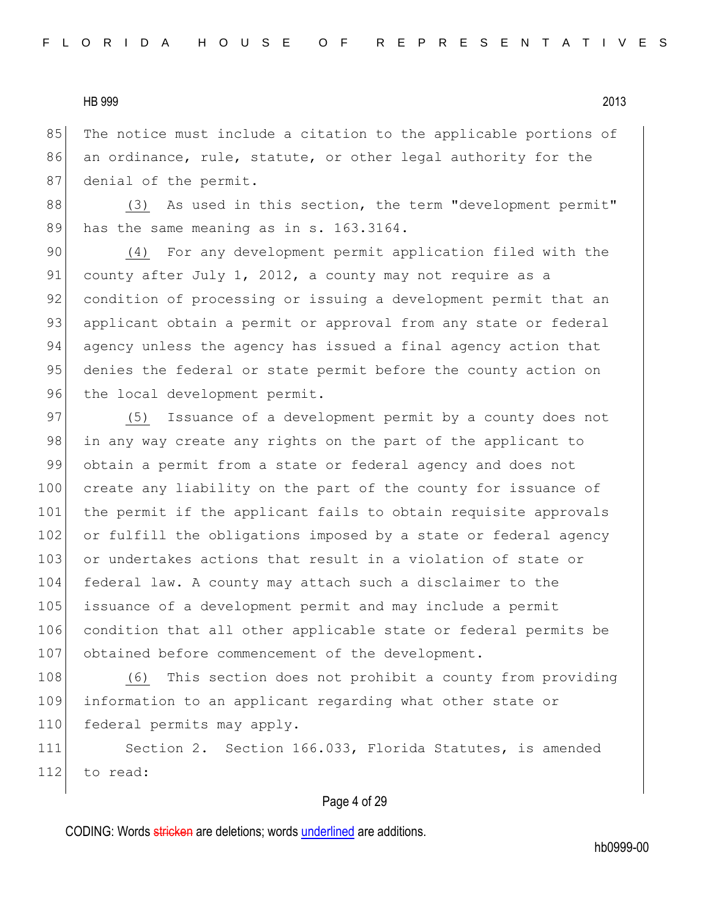The notice must include a citation to the applicable portions of an ordinance, rule, statute, or other legal authority for the denial of the permit.

(3) As used in this section, the term "development permit" has the same meaning as in s. 163.3164.

(4) For any development permit application filed with the county after July 1, 2012, a county may not require as a condition of processing or issuing a development permit that an applicant obtain a permit or approval from any state or federal agency unless the agency has issued a final agency action that denies the federal or state permit before the county action on the local development permit.

(5) Issuance of a development permit by a county does not in any way create any rights on the part of the applicant to obtain a permit from a state or federal agency and does not create any liability on the part of the county for issuance of the permit if the applicant fails to obtain requisite approvals or fulfill the obligations imposed by a state or federal agency or undertakes actions that result in a violation of state or federal law. A county may attach such a disclaimer to the issuance of a development permit and may include a permit condition that all other applicable state or federal permits be obtained before commencement of the development.

(6) This section does not prohibit a county from providing information to an applicant regarding what other state or federal permits may apply.

Section 2. Section 166.033, Florida Statutes, is amended to read: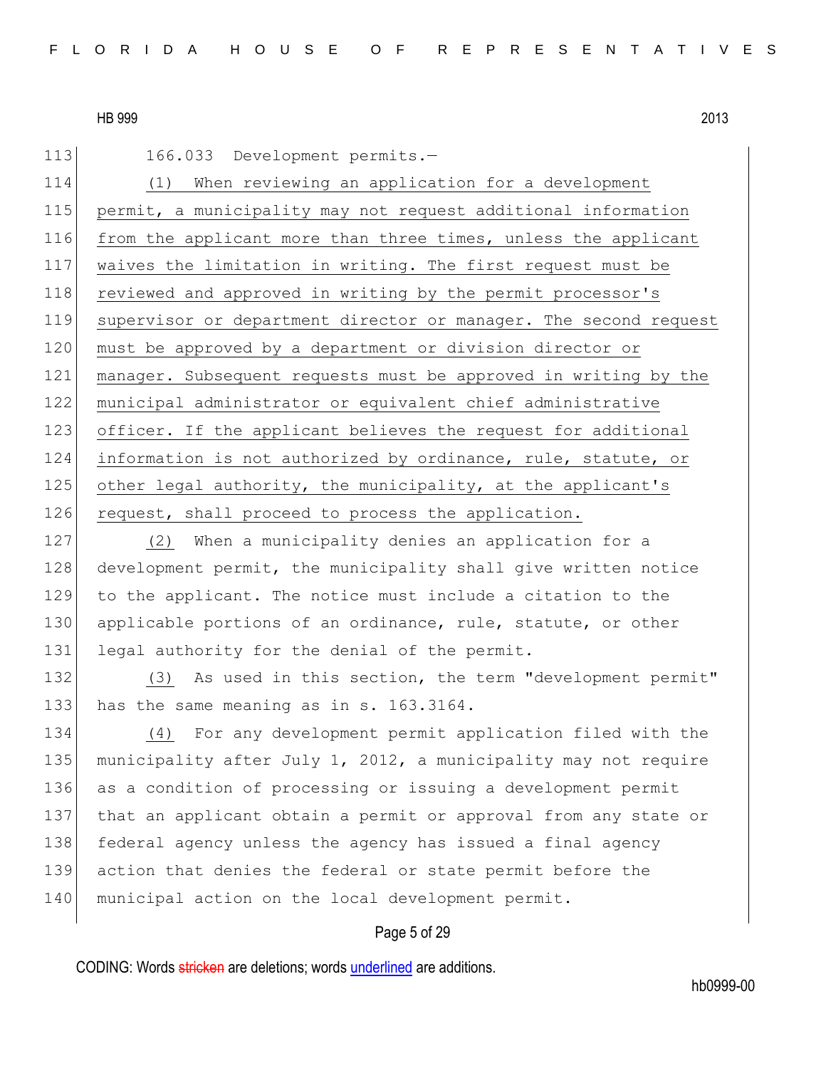166.033 Development permits.—

(1) When reviewing an application for a development permit, a municipality may not request additional information from the applicant more than three times, unless the applicant waives the limitation in writing. The first request must be reviewed and approved in writing by the permit processor's supervisor or department director or manager. The second request must be approved by a department or division director or manager. Subsequent requests must be approved in writing by the municipal administrator or equivalent chief administrative officer. If the applicant believes the request for additional information is not authorized by ordinance, rule, statute, or other legal authority, the municipality, at the applicant's request, shall proceed to process the application.

(2) When a municipality denies an application for a development permit, the municipality shall give written notice to the applicant. The notice must include a citation to the applicable portions of an ordinance, rule, statute, or other legal authority for the denial of the permit.

(3) As used in this section, the term "development permit" has the same meaning as in s. 163.3164.

(4) For any development permit application filed with the municipality after July 1, 2012, a municipality may not require as a condition of processing or issuing a development permit that an applicant obtain a permit or approval from any state or federal agency unless the agency has issued a final agency action that denies the federal or state permit before the municipal action on the local development permit.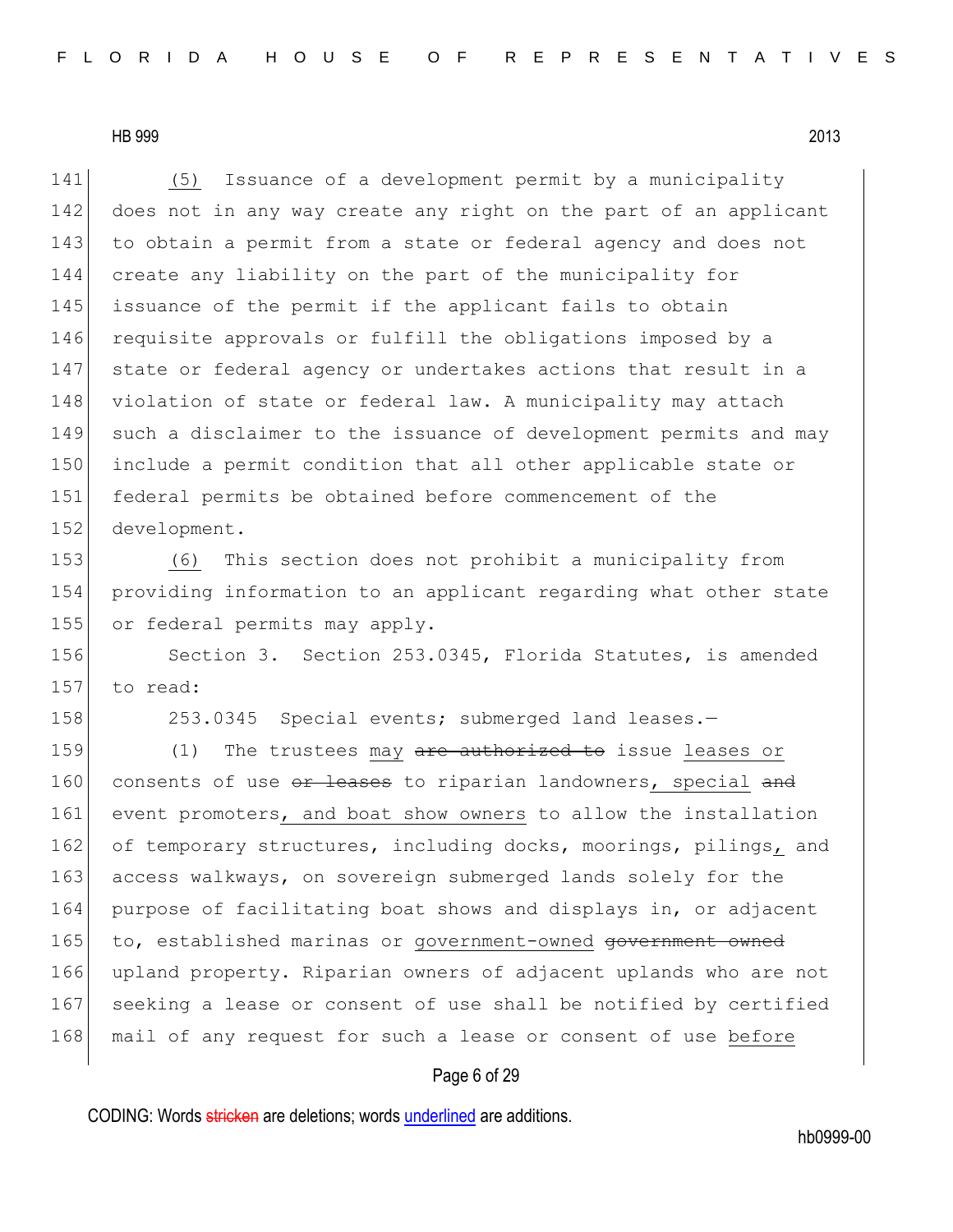(5) Issuance of a development permit by a municipality does not in any way create any right on the part of an applicant to obtain a permit from a state or federal agency and does not create any liability on the part of the municipality for issuance of the permit if the applicant fails to obtain requisite approvals or fulfill the obligations imposed by a state or federal agency or undertakes actions that result in a violation of state or federal law. A municipality may attach such a disclaimer to the issuance of development permits and may include a permit condition that all other applicable state or federal permits be obtained before commencement of the development.

(6) This section does not prohibit a municipality from providing information to an applicant regarding what other state or federal permits may apply.

Section 3. Section 253.0345, Florida Statutes, is amended to read:

253.0345 Special events; submerged land leases.—

(1) The trustees may ~~are authorized to~~ issue leases or consents of use ~~or leases~~ to riparian landowners, special ~~and~~ event promoters, and boat show owners to allow the installation of temporary structures, including docks, moorings, pilings, and access walkways, on sovereign submerged lands solely for the purpose of facilitating boat shows and displays in, or adjacent to, established marinas or government-owned ~~government owned~~ upland property. Riparian owners of adjacent uplands who are not seeking a lease or consent of use shall be notified by certified mail of any request for such a lease or consent of use before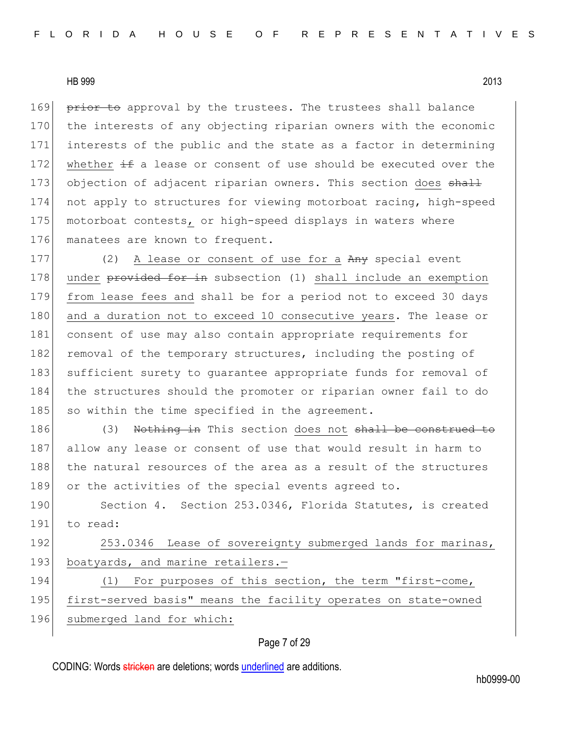prior to approval by the trustees. The trustees shall balance the interests of any objecting riparian owners with the economic interests of the public and the state as a factor in determining whether if a lease or consent of use should be executed over the objection of adjacent riparian owners. This section does shall not apply to structures for viewing motorboat racing, high-speed motorboat contests, or high-speed displays in waters where manatees are known to frequent.

(2) A lease or consent of use for a Any special event under provided for in subsection (1) shall include an exemption from lease fees and shall be for a period not to exceed 30 days and a duration not to exceed 10 consecutive years. The lease or consent of use may also contain appropriate requirements for removal of the temporary structures, including the posting of sufficient surety to guarantee appropriate funds for removal of the structures should the promoter or riparian owner fail to do so within the time specified in the agreement.

(3) Nothing in This section does not shall be construed to allow any lease or consent of use that would result in harm to the natural resources of the area as a result of the structures or the activities of the special events agreed to.

Section 4. Section 253.0346, Florida Statutes, is created to read:

253.0346 Lease of sovereignty submerged lands for marinas, boatyards, and marine retailers.—

(1) For purposes of this section, the term "first-come, first-served basis" means the facility operates on state-owned submerged land for which: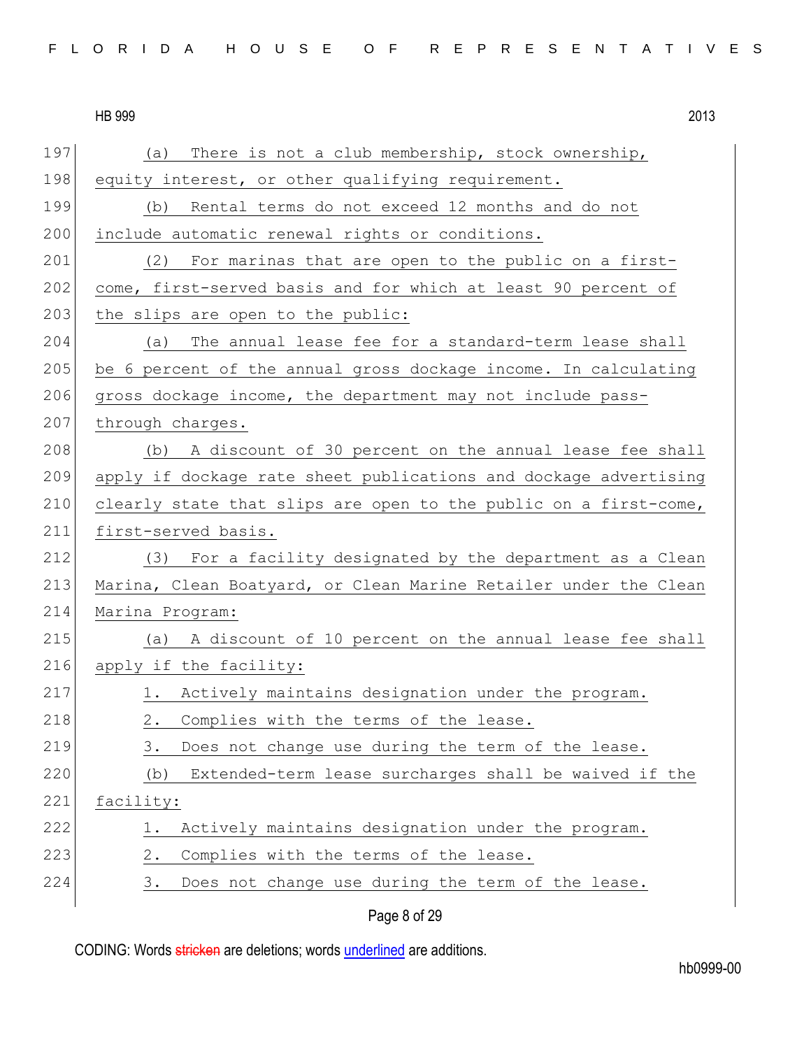(a) There is not a club membership, stock ownership, equity interest, or other qualifying requirement.

(b) Rental terms do not exceed 12 months and do not include automatic renewal rights or conditions.

(2) For marinas that are open to the public on a first-come, first-served basis and for which at least 90 percent of the slips are open to the public:

(a) The annual lease fee for a standard-term lease shall be 6 percent of the annual gross dockage income. In calculating gross dockage income, the department may not include pass-through charges.

(b) A discount of 30 percent on the annual lease fee shall apply if dockage rate sheet publications and dockage advertising clearly state that slips are open to the public on a first-come, first-served basis.

(3) For a facility designated by the department as a Clean Marina, Clean Boatyard, or Clean Marine Retailer under the Clean Marina Program:

(a) A discount of 10 percent on the annual lease fee shall apply if the facility:

1. Actively maintains designation under the program.
2. Complies with the terms of the lease.
3. Does not change use during the term of the lease.

(b) Extended-term lease surcharges shall be waived if the facility:

1. Actively maintains designation under the program.
2. Complies with the terms of the lease.
3. Does not change use during the term of the lease.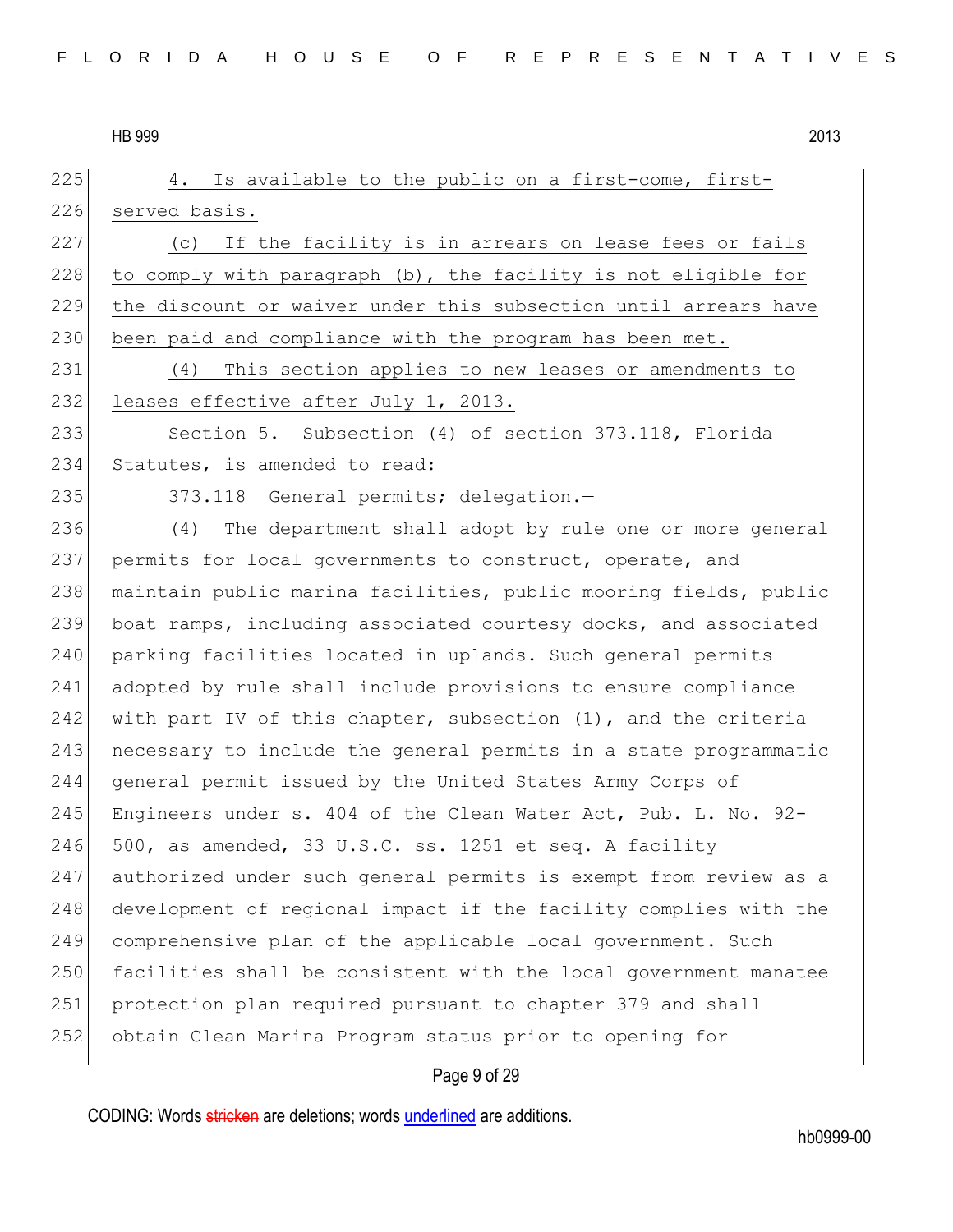4. Is available to the public on a first-come, first-served basis.

(c) If the facility is in arrears on lease fees or fails to comply with paragraph (b), the facility is not eligible for the discount or waiver under this subsection until arrears have been paid and compliance with the program has been met.

(4) This section applies to new leases or amendments to leases effective after July 1, 2013.

Section 5. Subsection (4) of section 373.118, Florida Statutes, is amended to read:

373.118 General permits; delegation.—

(4) The department shall adopt by rule one or more general permits for local governments to construct, operate, and maintain public marina facilities, public mooring fields, public boat ramps, including associated courtesy docks, and associated parking facilities located in uplands. Such general permits adopted by rule shall include provisions to ensure compliance with part IV of this chapter, subsection (1), and the criteria necessary to include the general permits in a state programmatic general permit issued by the United States Army Corps of Engineers under s. 404 of the Clean Water Act, Pub. L. No. 92-500, as amended, 33 U.S.C. ss. 1251 et seq. A facility authorized under such general permits is exempt from review as a development of regional impact if the facility complies with the comprehensive plan of the applicable local government. Such facilities shall be consistent with the local government manatee protection plan required pursuant to chapter 379 and shall obtain Clean Marina Program status prior to opening for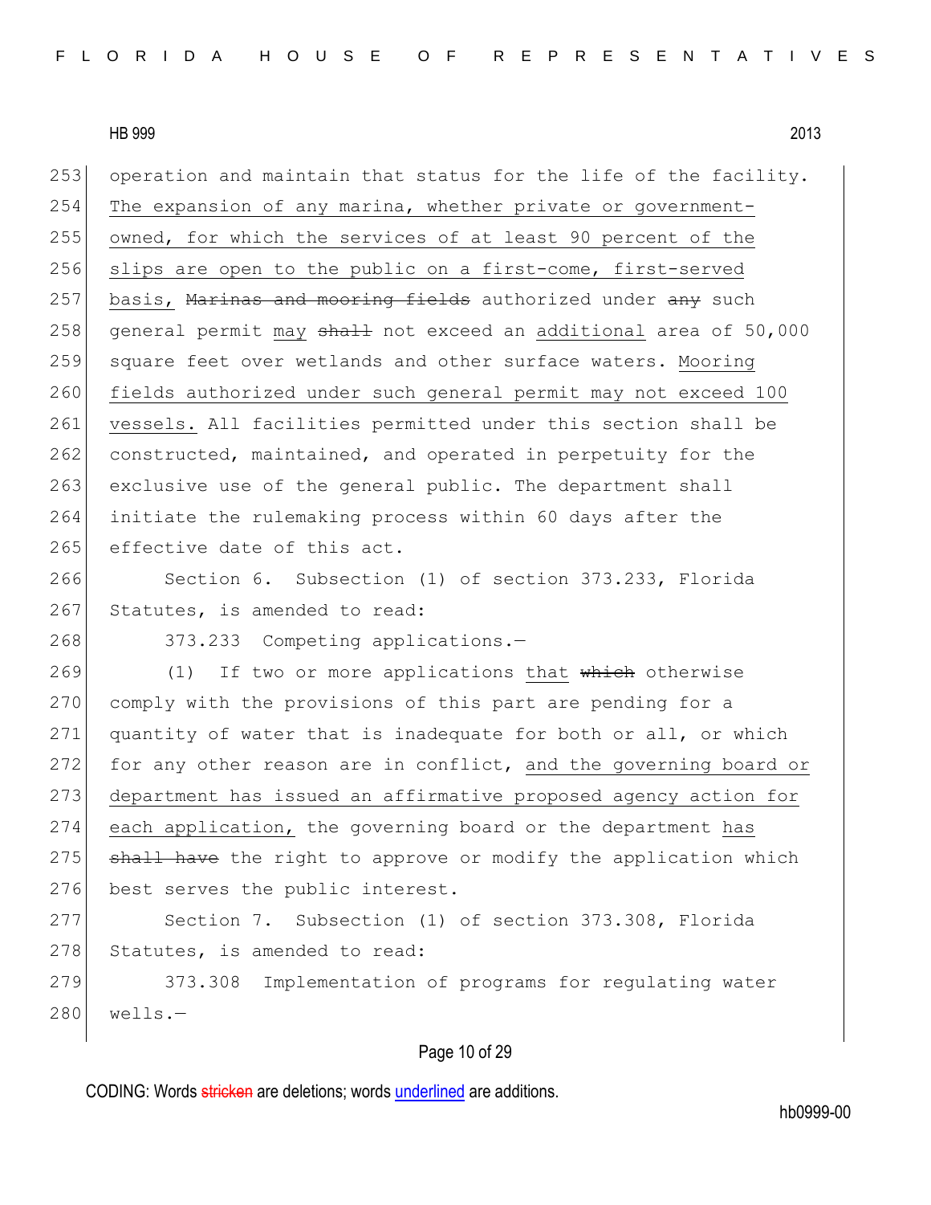operation and maintain that status for the life of the facility. <u>The expansion of any marina, whether private or government-owned, for which the services of at least 90 percent of the slips are open to the public on a first-come, first-served basis,</u> ~~Marinas and mooring fields~~ authorized under ~~any~~ such general permit <u>may</u> ~~shall~~ not exceed an <u>additional</u> area of 50,000 square feet over wetlands and other surface waters. <u>Mooring fields authorized under such general permit may not exceed 100 vessels.</u> All facilities permitted under this section shall be constructed, maintained, and operated in perpetuity for the exclusive use of the general public. The department shall initiate the rulemaking process within 60 days after the effective date of this act.

Section 6. Subsection (1) of section 373.233, Florida Statutes, is amended to read:

373.233 Competing applications.—

(1) If two or more applications <u>that</u> ~~which~~ otherwise comply with the provisions of this part are pending for a quantity of water that is inadequate for both or all, or which for any other reason are in conflict, <u>and the governing board or department has issued an affirmative proposed agency action for each application,</u> the governing board or the department <u>has</u> ~~shall have~~ the right to approve or modify the application which best serves the public interest.

Section 7. Subsection (1) of section 373.308, Florida Statutes, is amended to read:

373.308 Implementation of programs for regulating water wells.—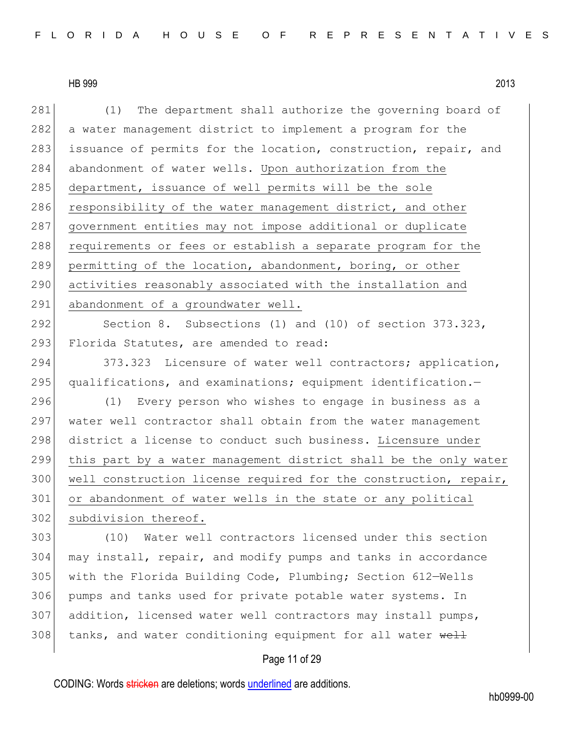(1) The department shall authorize the governing board of a water management district to implement a program for the issuance of permits for the location, construction, repair, and abandonment of water wells. <u>Upon authorization from the department, issuance of well permits will be the sole responsibility of the water management district, and other government entities may not impose additional or duplicate requirements or fees or establish a separate program for the permitting of the location, abandonment, boring, or other activities reasonably associated with the installation and abandonment of a groundwater well.</u>

Section 8. Subsections (1) and (10) of section 373.323, Florida Statutes, are amended to read:

373.323 Licensure of water well contractors; application, qualifications, and examinations; equipment identification.—

(1) Every person who wishes to engage in business as a water well contractor shall obtain from the water management district a license to conduct such business. <u>Licensure under this part by a water management district shall be the only water well construction license required for the construction, repair, or abandonment of water wells in the state or any political subdivision thereof.</u>

(10) Water well contractors licensed under this section may install, repair, and modify pumps and tanks in accordance with the Florida Building Code, Plumbing; Section 612—Wells pumps and tanks used for private potable water systems. In addition, licensed water well contractors may install pumps, tanks, and water conditioning equipment for all water ~~well~~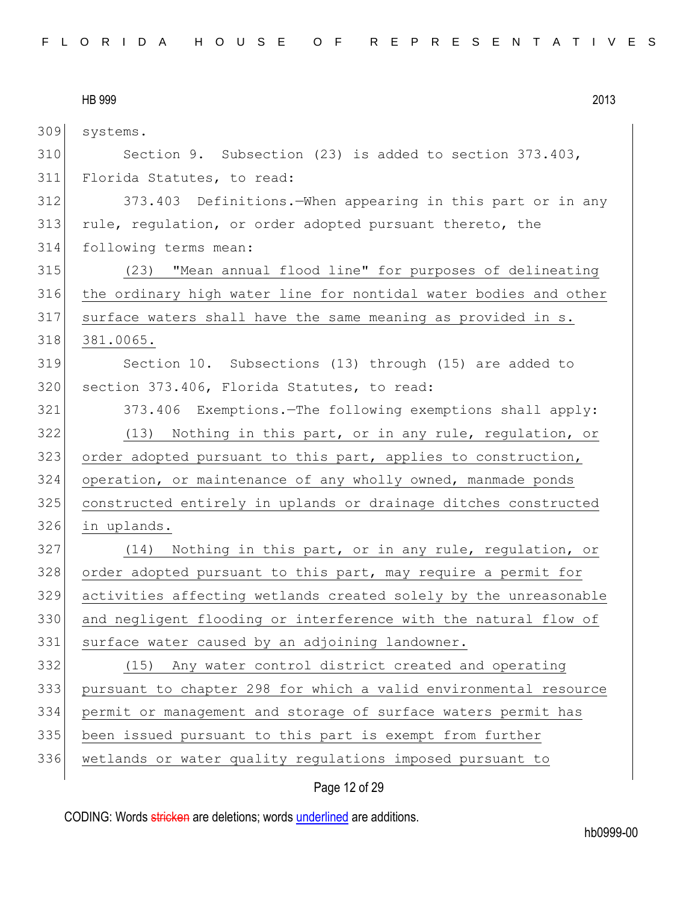systems.

Section 9. Subsection (23) is added to section 373.403, Florida Statutes, to read:

373.403 Definitions.—When appearing in this part or in any rule, regulation, or order adopted pursuant thereto, the following terms mean:

(23) "Mean annual flood line" for purposes of delineating the ordinary high water line for nontidal water bodies and other surface waters shall have the same meaning as provided in s. 381.0065.

Section 10. Subsections (13) through (15) are added to section 373.406, Florida Statutes, to read:

373.406 Exemptions.—The following exemptions shall apply:

(13) Nothing in this part, or in any rule, regulation, or order adopted pursuant to this part, applies to construction, operation, or maintenance of any wholly owned, manmade ponds constructed entirely in uplands or drainage ditches constructed in uplands.

(14) Nothing in this part, or in any rule, regulation, or order adopted pursuant to this part, may require a permit for activities affecting wetlands created solely by the unreasonable and negligent flooding or interference with the natural flow of surface water caused by an adjoining landowner.

(15) Any water control district created and operating pursuant to chapter 298 for which a valid environmental resource permit or management and storage of surface waters permit has been issued pursuant to this part is exempt from further wetlands or water quality regulations imposed pursuant to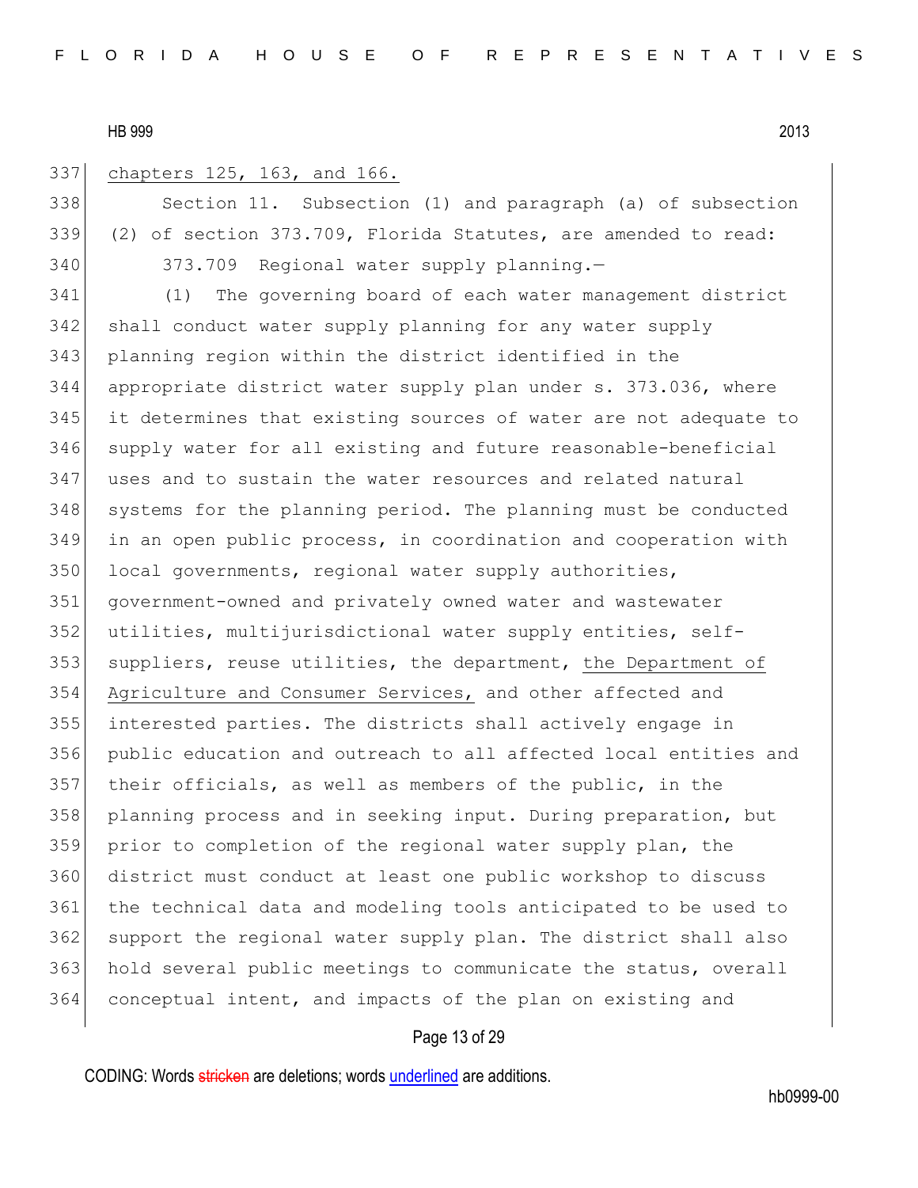chapters 125, 163, and 166.

Section 11. Subsection (1) and paragraph (a) of subsection (2) of section 373.709, Florida Statutes, are amended to read:

373.709 Regional water supply planning.—

(1) The governing board of each water management district shall conduct water supply planning for any water supply planning region within the district identified in the appropriate district water supply plan under s. 373.036, where it determines that existing sources of water are not adequate to supply water for all existing and future reasonable-beneficial uses and to sustain the water resources and related natural systems for the planning period. The planning must be conducted in an open public process, in coordination and cooperation with local governments, regional water supply authorities, government-owned and privately owned water and wastewater utilities, multijurisdictional water supply entities, self-suppliers, reuse utilities, the department, the Department of Agriculture and Consumer Services, and other affected and interested parties. The districts shall actively engage in public education and outreach to all affected local entities and their officials, as well as members of the public, in the planning process and in seeking input. During preparation, but prior to completion of the regional water supply plan, the district must conduct at least one public workshop to discuss the technical data and modeling tools anticipated to be used to support the regional water supply plan. The district shall also hold several public meetings to communicate the status, overall conceptual intent, and impacts of the plan on existing and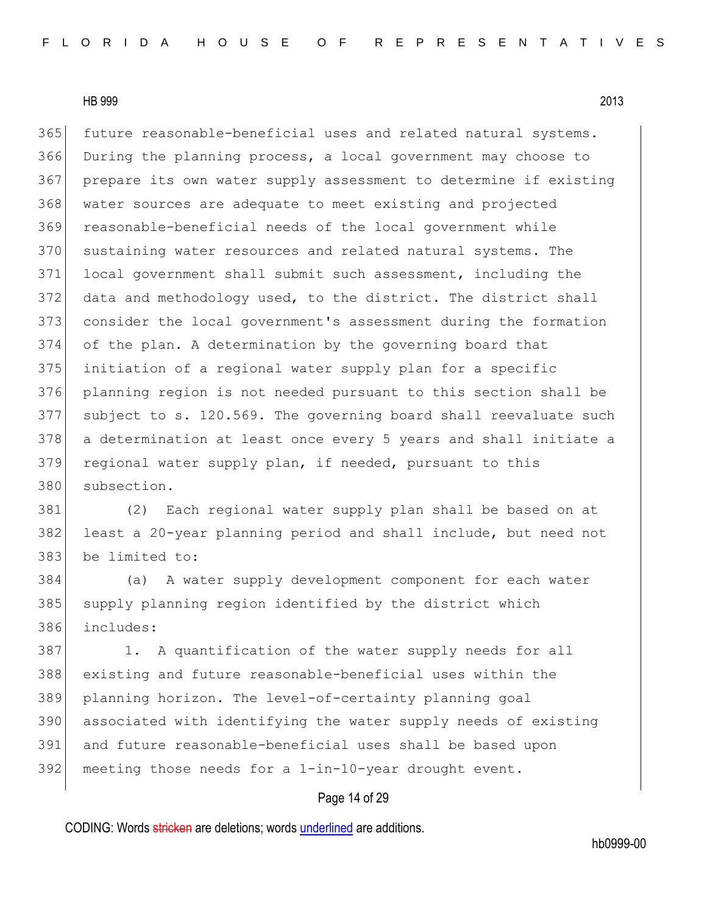future reasonable-beneficial uses and related natural systems. During the planning process, a local government may choose to prepare its own water supply assessment to determine if existing water sources are adequate to meet existing and projected reasonable-beneficial needs of the local government while sustaining water resources and related natural systems. The local government shall submit such assessment, including the data and methodology used, to the district. The district shall consider the local government's assessment during the formation of the plan. A determination by the governing board that initiation of a regional water supply plan for a specific planning region is not needed pursuant to this section shall be subject to s. 120.569. The governing board shall reevaluate such a determination at least once every 5 years and shall initiate a regional water supply plan, if needed, pursuant to this subsection.

(2) Each regional water supply plan shall be based on at least a 20-year planning period and shall include, but need not be limited to:

(a) A water supply development component for each water supply planning region identified by the district which includes:

1. A quantification of the water supply needs for all existing and future reasonable-beneficial uses within the planning horizon. The level-of-certainty planning goal associated with identifying the water supply needs of existing and future reasonable-beneficial uses shall be based upon meeting those needs for a 1-in-10-year drought event.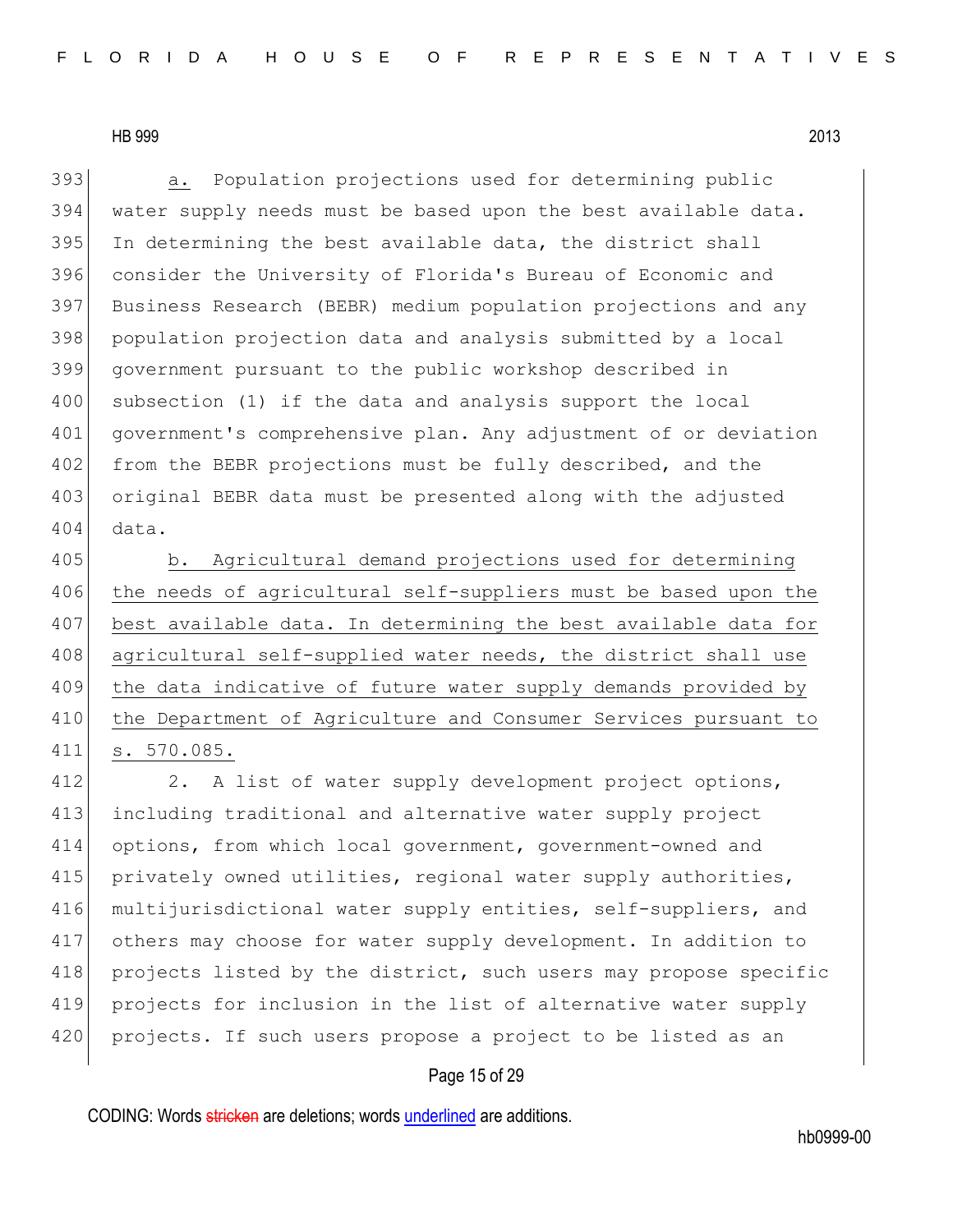a. Population projections used for determining public water supply needs must be based upon the best available data. In determining the best available data, the district shall consider the University of Florida's Bureau of Economic and Business Research (BEBR) medium population projections and any population projection data and analysis submitted by a local government pursuant to the public workshop described in subsection (1) if the data and analysis support the local government's comprehensive plan. Any adjustment of or deviation from the BEBR projections must be fully described, and the original BEBR data must be presented along with the adjusted data.

b. Agricultural demand projections used for determining the needs of agricultural self-suppliers must be based upon the best available data. In determining the best available data for agricultural self-supplied water needs, the district shall use the data indicative of future water supply demands provided by the Department of Agriculture and Consumer Services pursuant to s. 570.085.

2. A list of water supply development project options, including traditional and alternative water supply project options, from which local government, government-owned and privately owned utilities, regional water supply authorities, multijurisdictional water supply entities, self-suppliers, and others may choose for water supply development. In addition to projects listed by the district, such users may propose specific projects for inclusion in the list of alternative water supply projects. If such users propose a project to be listed as an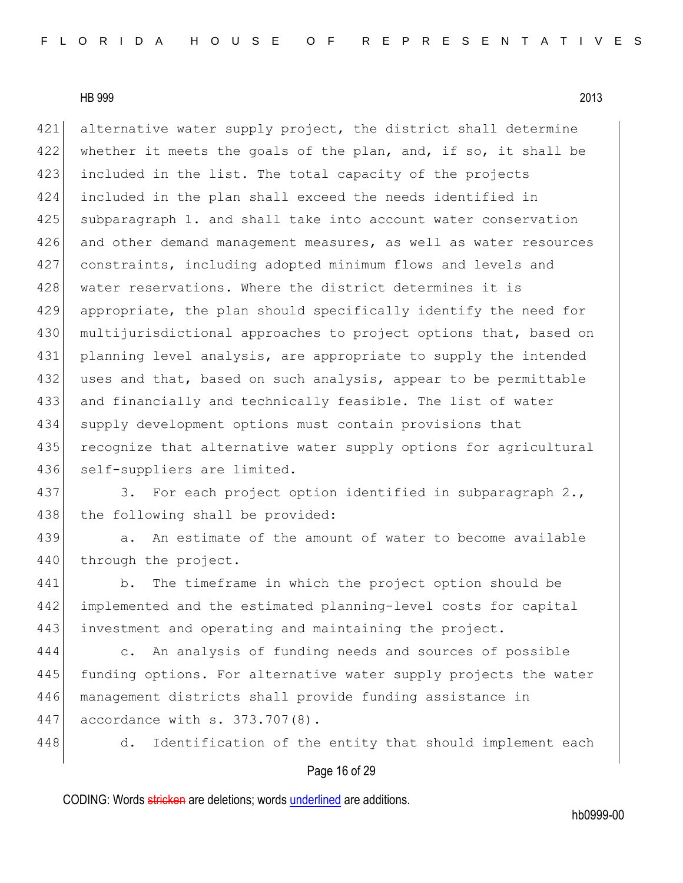alternative water supply project, the district shall determine whether it meets the goals of the plan, and, if so, it shall be included in the list. The total capacity of the projects included in the plan shall exceed the needs identified in subparagraph 1. and shall take into account water conservation and other demand management measures, as well as water resources constraints, including adopted minimum flows and levels and water reservations. Where the district determines it is appropriate, the plan should specifically identify the need for multijurisdictional approaches to project options that, based on planning level analysis, are appropriate to supply the intended uses and that, based on such analysis, appear to be permittable and financially and technically feasible. The list of water supply development options must contain provisions that recognize that alternative water supply options for agricultural self-suppliers are limited.

3. For each project option identified in subparagraph 2., the following shall be provided:

a. An estimate of the amount of water to become available through the project.

b. The timeframe in which the project option should be implemented and the estimated planning-level costs for capital investment and operating and maintaining the project.

c. An analysis of funding needs and sources of possible funding options. For alternative water supply projects the water management districts shall provide funding assistance in accordance with s. 373.707(8).

d. Identification of the entity that should implement each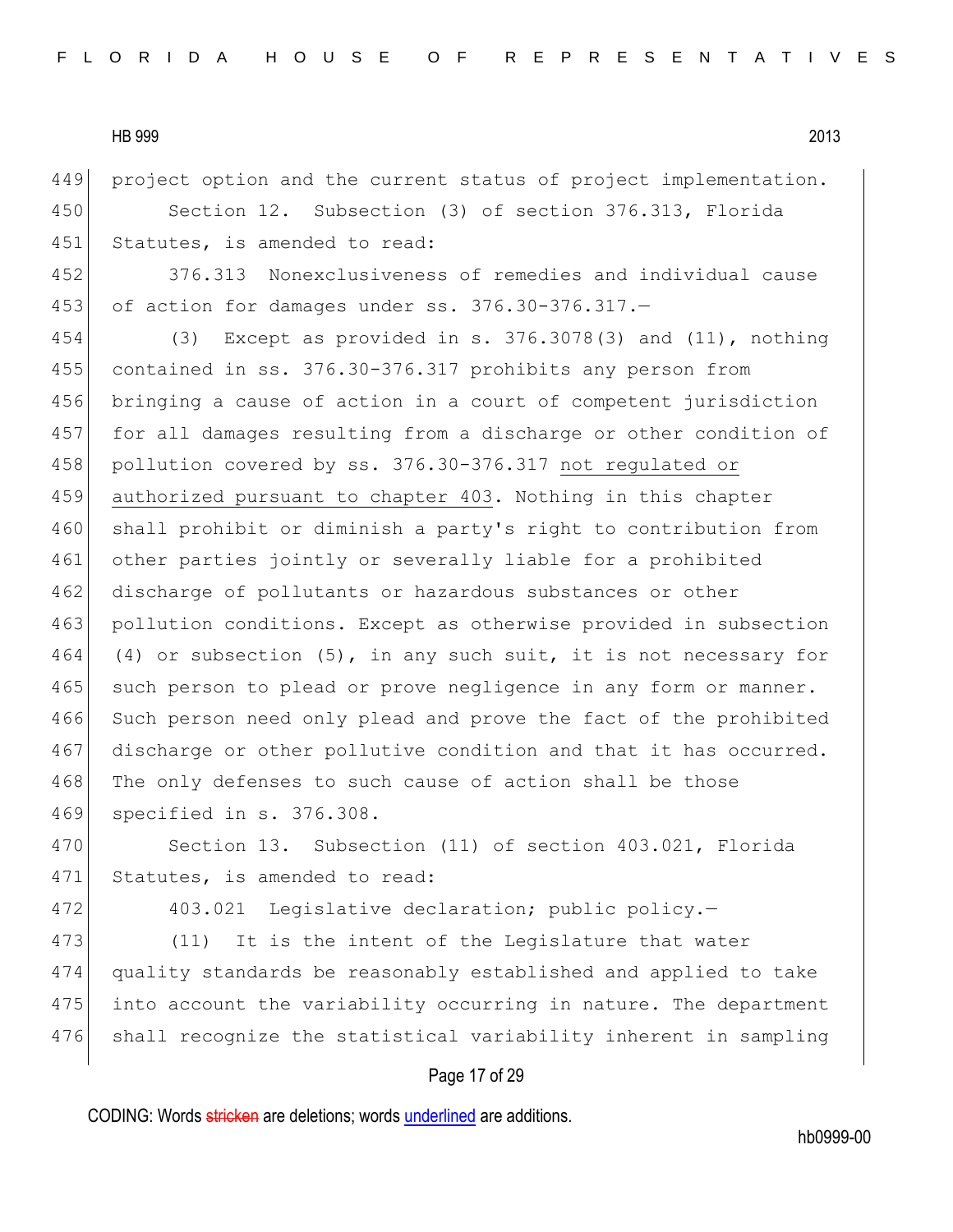project option and the current status of project implementation.

Section 12. Subsection (3) of section 376.313, Florida Statutes, is amended to read:

376.313 Nonexclusiveness of remedies and individual cause of action for damages under ss. 376.30-376.317.—

(3) Except as provided in s. 376.3078(3) and (11), nothing contained in ss. 376.30-376.317 prohibits any person from bringing a cause of action in a court of competent jurisdiction for all damages resulting from a discharge or other condition of pollution covered by ss. 376.30-376.317 <u>not regulated or authorized pursuant to chapter 403</u>. Nothing in this chapter shall prohibit or diminish a party's right to contribution from other parties jointly or severally liable for a prohibited discharge of pollutants or hazardous substances or other pollution conditions. Except as otherwise provided in subsection (4) or subsection (5), in any such suit, it is not necessary for such person to plead or prove negligence in any form or manner. Such person need only plead and prove the fact of the prohibited discharge or other pollutive condition and that it has occurred. The only defenses to such cause of action shall be those specified in s. 376.308.

Section 13. Subsection (11) of section 403.021, Florida Statutes, is amended to read:

403.021 Legislative declaration; public policy.—

(11) It is the intent of the Legislature that water quality standards be reasonably established and applied to take into account the variability occurring in nature. The department shall recognize the statistical variability inherent in sampling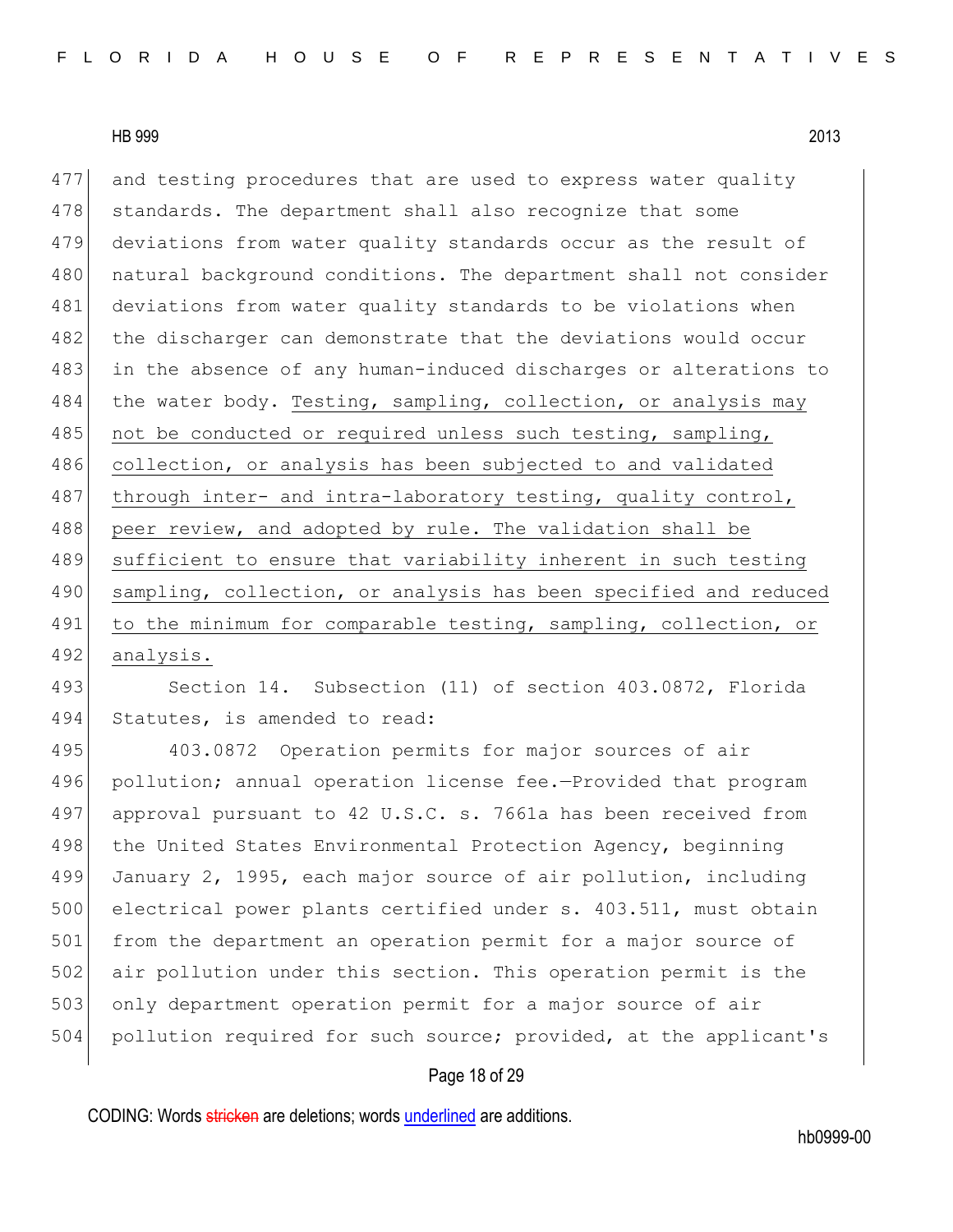and testing procedures that are used to express water quality standards. The department shall also recognize that some deviations from water quality standards occur as the result of natural background conditions. The department shall not consider deviations from water quality standards to be violations when the discharger can demonstrate that the deviations would occur in the absence of any human-induced discharges or alterations to the water body. <u>Testing, sampling, collection, or analysis may not be conducted or required unless such testing, sampling, collection, or analysis has been subjected to and validated through inter- and intra-laboratory testing, quality control, peer review, and adopted by rule. The validation shall be sufficient to ensure that variability inherent in such testing sampling, collection, or analysis has been specified and reduced to the minimum for comparable testing, sampling, collection, or analysis.</u>

Section 14. Subsection (11) of section 403.0872, Florida Statutes, is amended to read:

403.0872 Operation permits for major sources of air pollution; annual operation license fee.—Provided that program approval pursuant to 42 U.S.C. s. 7661a has been received from the United States Environmental Protection Agency, beginning January 2, 1995, each major source of air pollution, including electrical power plants certified under s. 403.511, must obtain from the department an operation permit for a major source of air pollution under this section. This operation permit is the only department operation permit for a major source of air pollution required for such source; provided, at the applicant's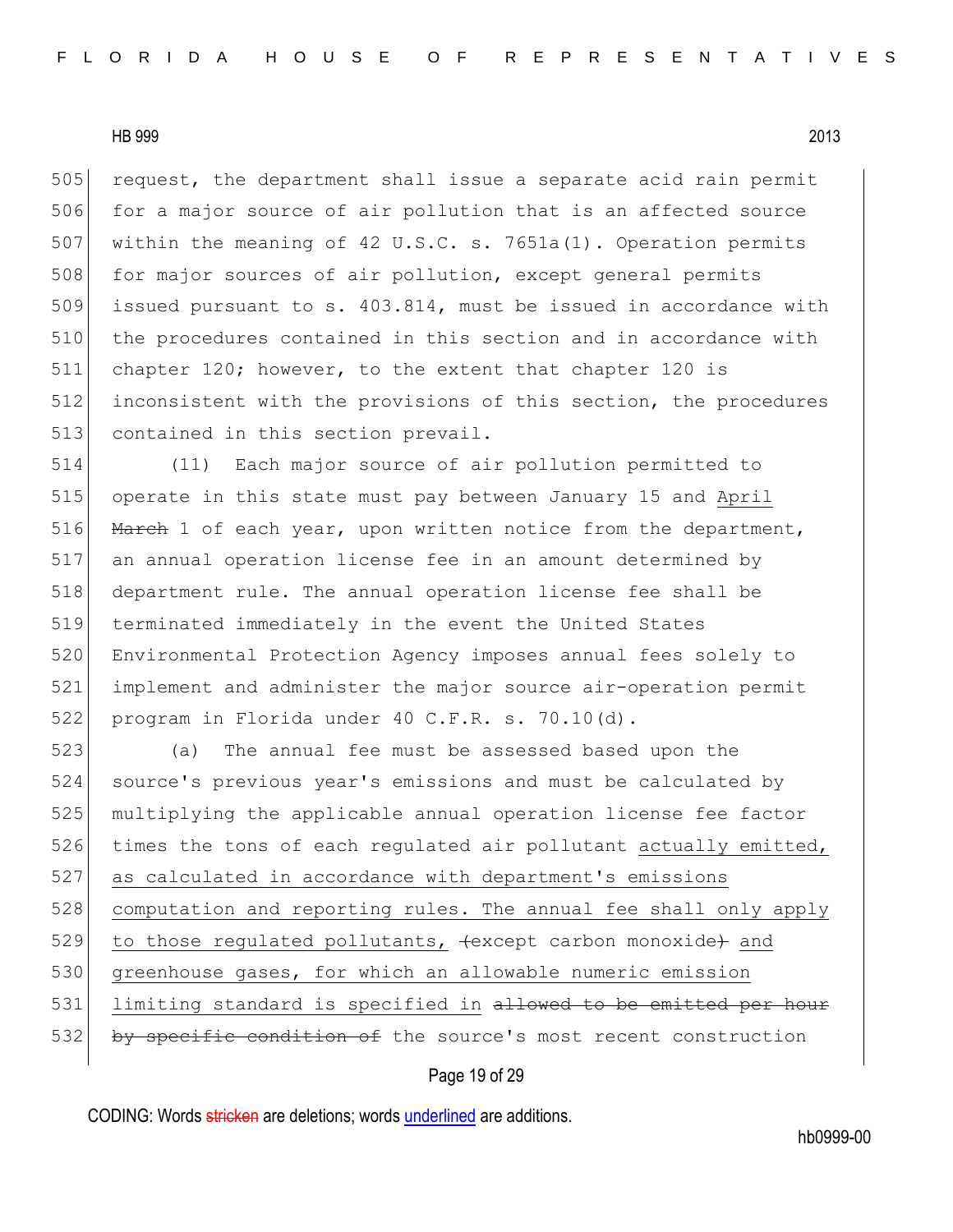request, the department shall issue a separate acid rain permit for a major source of air pollution that is an affected source within the meaning of 42 U.S.C. s. 7651a(1). Operation permits for major sources of air pollution, except general permits issued pursuant to s. 403.814, must be issued in accordance with the procedures contained in this section and in accordance with chapter 120; however, to the extent that chapter 120 is inconsistent with the provisions of this section, the procedures contained in this section prevail.

(11) Each major source of air pollution permitted to operate in this state must pay between January 15 and April ~~March~~ 1 of each year, upon written notice from the department, an annual operation license fee in an amount determined by department rule. The annual operation license fee shall be terminated immediately in the event the United States Environmental Protection Agency imposes annual fees solely to implement and administer the major source air-operation permit program in Florida under 40 C.F.R. s. 70.10(d).

(a) The annual fee must be assessed based upon the source's previous year's emissions and must be calculated by multiplying the applicable annual operation license fee factor times the tons of each regulated air pollutant actually emitted, as calculated in accordance with department's emissions computation and reporting rules. The annual fee shall only apply to those regulated pollutants, ~~(except carbon monoxide)~~ and greenhouse gases, for which an allowable numeric emission limiting standard is specified in ~~allowed to be emitted per hour by specific condition of~~ the source's most recent construction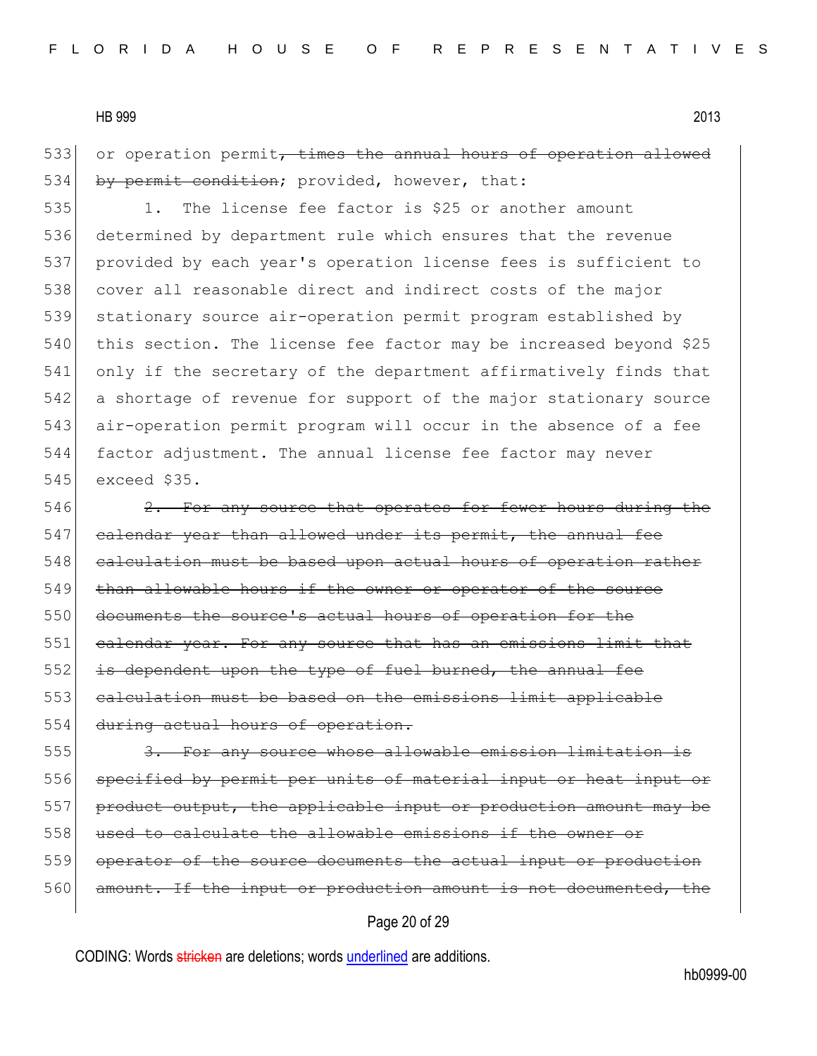or operation permit~~, times the annual hours of operation allowed by permit condition~~; provided, however, that:

1. The license fee factor is $25 or another amount determined by department rule which ensures that the revenue provided by each year's operation license fees is sufficient to cover all reasonable direct and indirect costs of the major stationary source air-operation permit program established by this section. The license fee factor may be increased beyond $25 only if the secretary of the department affirmatively finds that a shortage of revenue for support of the major stationary source air-operation permit program will occur in the absence of a fee factor adjustment. The annual license fee factor may never exceed $35.

~~2. For any source that operates for fewer hours during the calendar year than allowed under its permit, the annual fee calculation must be based upon actual hours of operation rather than allowable hours if the owner or operator of the source documents the source's actual hours of operation for the calendar year. For any source that has an emissions limit that is dependent upon the type of fuel burned, the annual fee calculation must be based on the emissions limit applicable during actual hours of operation.~~

~~3. For any source whose allowable emission limitation is specified by permit per units of material input or heat input or product output, the applicable input or production amount may be used to calculate the allowable emissions if the owner or operator of the source documents the actual input or production amount. If the input or production amount is not documented, the~~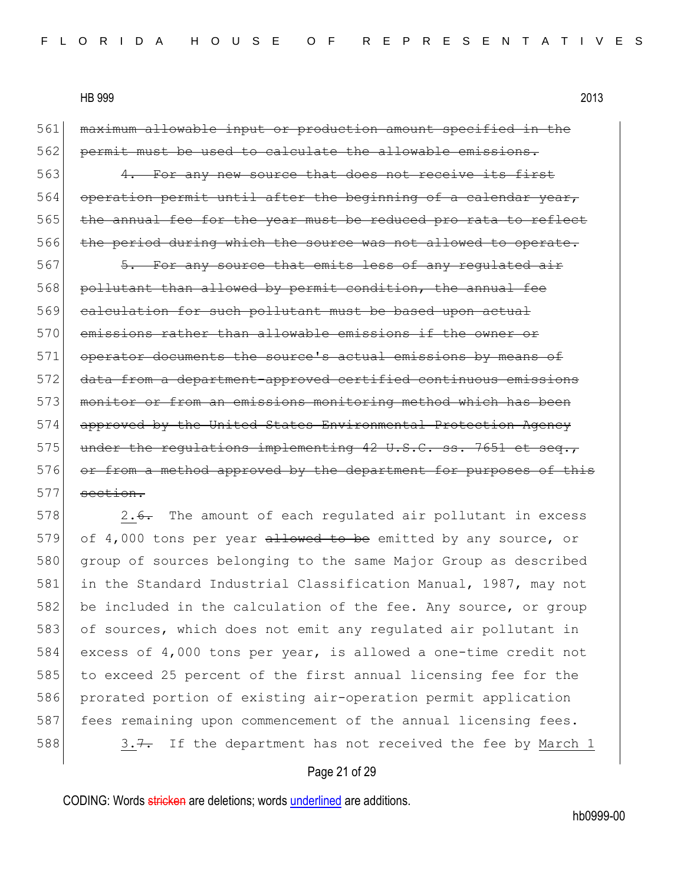~~maximum allowable input or production amount specified in the permit must be used to calculate the allowable emissions.~~

~~4. For any new source that does not receive its first operation permit until after the beginning of a calendar year, the annual fee for the year must be reduced pro rata to reflect the period during which the source was not allowed to operate.~~

~~5. For any source that emits less of any regulated air pollutant than allowed by permit condition, the annual fee calculation for such pollutant must be based upon actual emissions rather than allowable emissions if the owner or operator documents the source's actual emissions by means of data from a department-approved certified continuous emissions monitor or from an emissions monitoring method which has been approved by the United States Environmental Protection Agency under the regulations implementing 42 U.S.C. ss. 7651 et seq., or from a method approved by the department for purposes of this section.~~

<u>2.</u>~~6.~~ The amount of each regulated air pollutant in excess of 4,000 tons per year ~~allowed to be~~ emitted by any source, or group of sources belonging to the same Major Group as described in the Standard Industrial Classification Manual, 1987, may not be included in the calculation of the fee. Any source, or group of sources, which does not emit any regulated air pollutant in excess of 4,000 tons per year, is allowed a one-time credit not to exceed 25 percent of the first annual licensing fee for the prorated portion of existing air-operation permit application fees remaining upon commencement of the annual licensing fees.

<u>3.</u>~~7.~~ If the department has not received the fee by <u>March 1</u>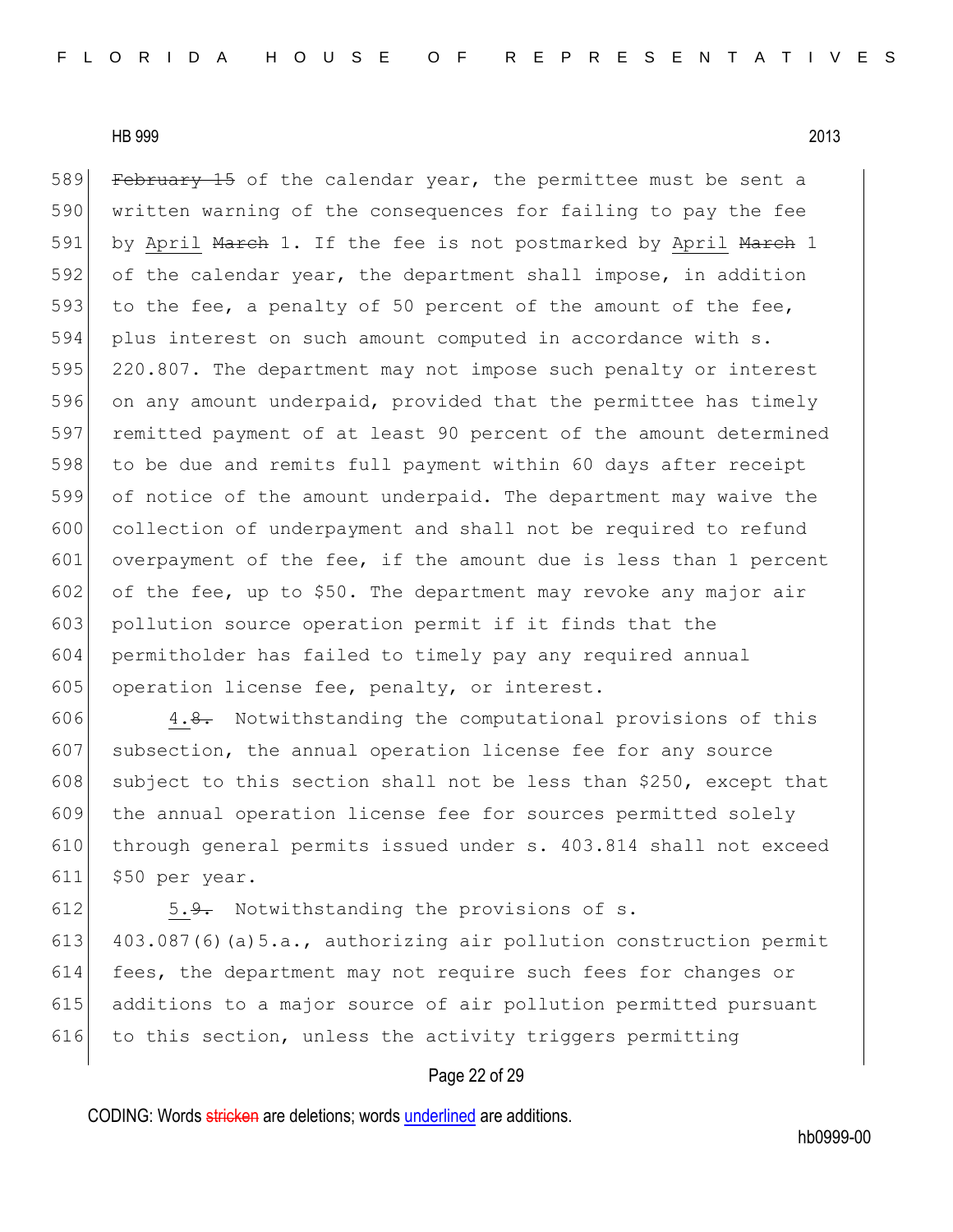~~February 15~~ of the calendar year, the permittee must be sent a written warning of the consequences for failing to pay the fee by <u>April</u> ~~March~~ 1. If the fee is not postmarked by <u>April</u> ~~March~~ 1 of the calendar year, the department shall impose, in addition to the fee, a penalty of 50 percent of the amount of the fee, plus interest on such amount computed in accordance with s. 220.807. The department may not impose such penalty or interest on any amount underpaid, provided that the permittee has timely remitted payment of at least 90 percent of the amount determined to be due and remits full payment within 60 days after receipt of notice of the amount underpaid. The department may waive the collection of underpayment and shall not be required to refund overpayment of the fee, if the amount due is less than 1 percent of the fee, up to $50. The department may revoke any major air pollution source operation permit if it finds that the permitholder has failed to timely pay any required annual operation license fee, penalty, or interest.

<u>4.</u>~~8.~~ Notwithstanding the computational provisions of this subsection, the annual operation license fee for any source subject to this section shall not be less than $250, except that the annual operation license fee for sources permitted solely through general permits issued under s. 403.814 shall not exceed $50 per year.

<u>5.</u>~~9.~~ Notwithstanding the provisions of s. 403.087(6)(a)5.a., authorizing air pollution construction permit fees, the department may not require such fees for changes or additions to a major source of air pollution permitted pursuant to this section, unless the activity triggers permitting

CODING: Words ~~stricken~~ are deletions; words <u>underlined</u> are additions.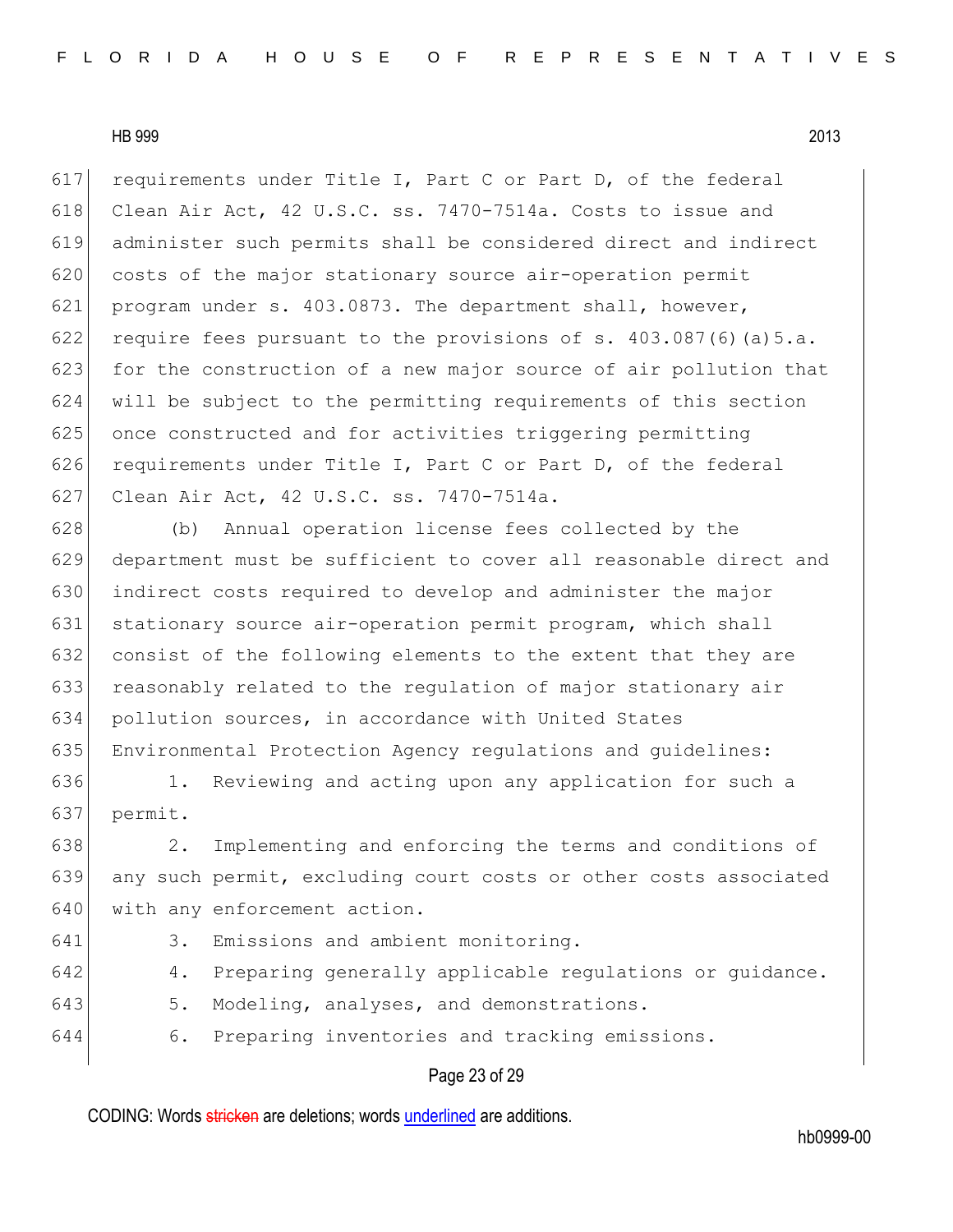requirements under Title I, Part C or Part D, of the federal Clean Air Act, 42 U.S.C. ss. 7470-7514a. Costs to issue and administer such permits shall be considered direct and indirect costs of the major stationary source air-operation permit program under s. 403.0873. The department shall, however, require fees pursuant to the provisions of s. 403.087(6)(a)5.a. for the construction of a new major source of air pollution that will be subject to the permitting requirements of this section once constructed and for activities triggering permitting requirements under Title I, Part C or Part D, of the federal Clean Air Act, 42 U.S.C. ss. 7470-7514a.

(b) Annual operation license fees collected by the department must be sufficient to cover all reasonable direct and indirect costs required to develop and administer the major stationary source air-operation permit program, which shall consist of the following elements to the extent that they are reasonably related to the regulation of major stationary air pollution sources, in accordance with United States Environmental Protection Agency regulations and guidelines:

1. Reviewing and acting upon any application for such a permit.

2. Implementing and enforcing the terms and conditions of any such permit, excluding court costs or other costs associated with any enforcement action.

3. Emissions and ambient monitoring.

4. Preparing generally applicable regulations or guidance.

5. Modeling, analyses, and demonstrations.

6. Preparing inventories and tracking emissions.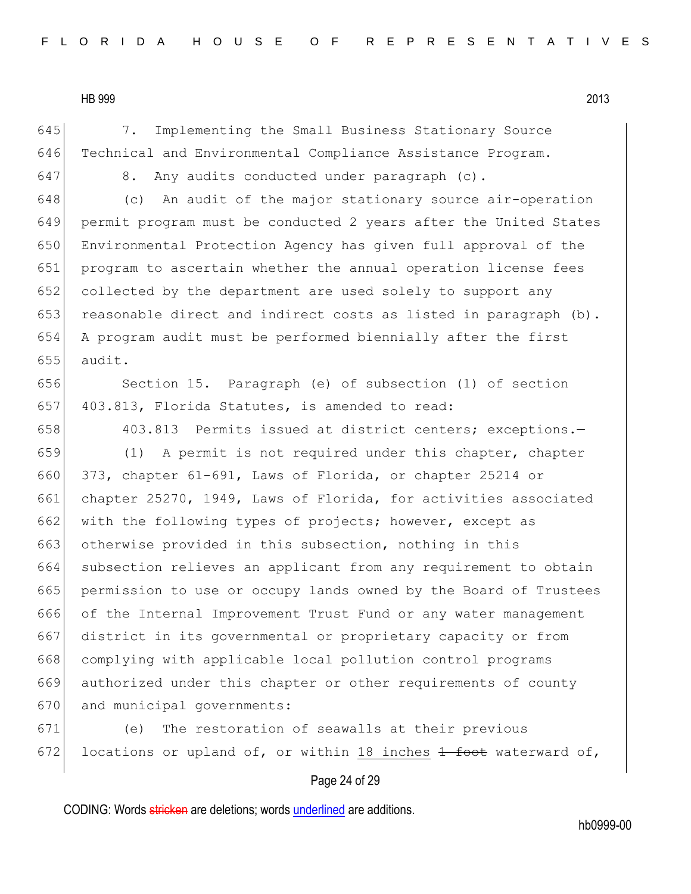7. Implementing the Small Business Stationary Source Technical and Environmental Compliance Assistance Program.

8. Any audits conducted under paragraph (c).

(c) An audit of the major stationary source air-operation permit program must be conducted 2 years after the United States Environmental Protection Agency has given full approval of the program to ascertain whether the annual operation license fees collected by the department are used solely to support any reasonable direct and indirect costs as listed in paragraph (b). A program audit must be performed biennially after the first audit.

Section 15. Paragraph (e) of subsection (1) of section 403.813, Florida Statutes, is amended to read:

403.813 Permits issued at district centers; exceptions.—

(1) A permit is not required under this chapter, chapter 373, chapter 61-691, Laws of Florida, or chapter 25214 or chapter 25270, 1949, Laws of Florida, for activities associated with the following types of projects; however, except as otherwise provided in this subsection, nothing in this subsection relieves an applicant from any requirement to obtain permission to use or occupy lands owned by the Board of Trustees of the Internal Improvement Trust Fund or any water management district in its governmental or proprietary capacity or from complying with applicable local pollution control programs authorized under this chapter or other requirements of county and municipal governments:

(e) The restoration of seawalls at their previous locations or upland of, or within <u>18 inches</u> ~~1 foot~~ waterward of,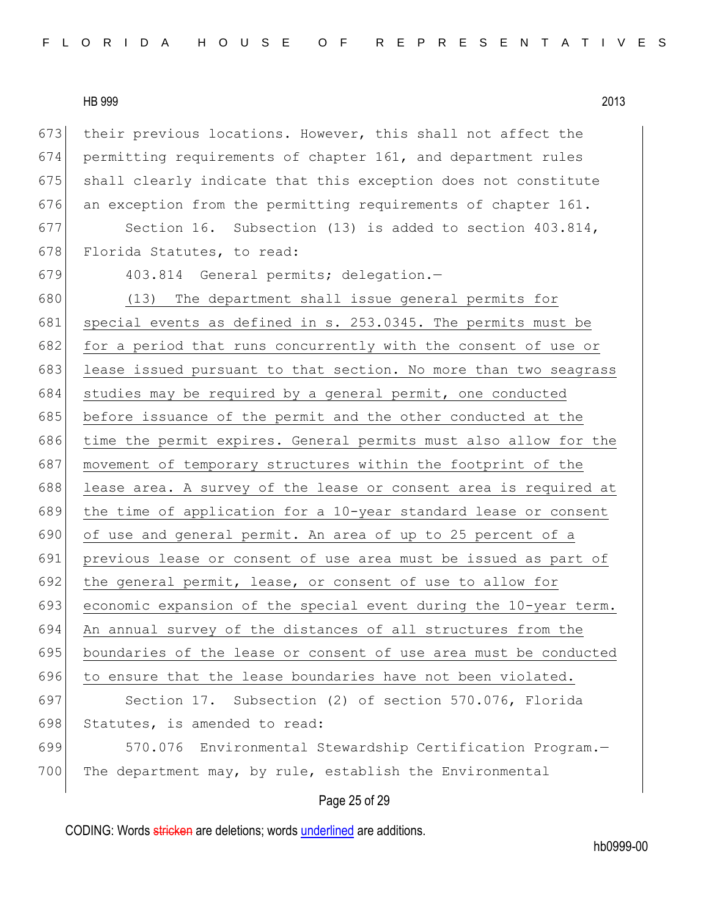their previous locations. However, this shall not affect the permitting requirements of chapter 161, and department rules shall clearly indicate that this exception does not constitute an exception from the permitting requirements of chapter 161.

Section 16. Subsection (13) is added to section 403.814, Florida Statutes, to read:

403.814 General permits; delegation.—

(13) The department shall issue general permits for special events as defined in s. 253.0345. The permits must be for a period that runs concurrently with the consent of use or lease issued pursuant to that section. No more than two seagrass studies may be required by a general permit, one conducted before issuance of the permit and the other conducted at the time the permit expires. General permits must also allow for the movement of temporary structures within the footprint of the lease area. A survey of the lease or consent area is required at the time of application for a 10-year standard lease or consent of use and general permit. An area of up to 25 percent of a previous lease or consent of use area must be issued as part of the general permit, lease, or consent of use to allow for economic expansion of the special event during the 10-year term. An annual survey of the distances of all structures from the boundaries of the lease or consent of use area must be conducted to ensure that the lease boundaries have not been violated.

Section 17. Subsection (2) of section 570.076, Florida Statutes, is amended to read:

570.076 Environmental Stewardship Certification Program.— The department may, by rule, establish the Environmental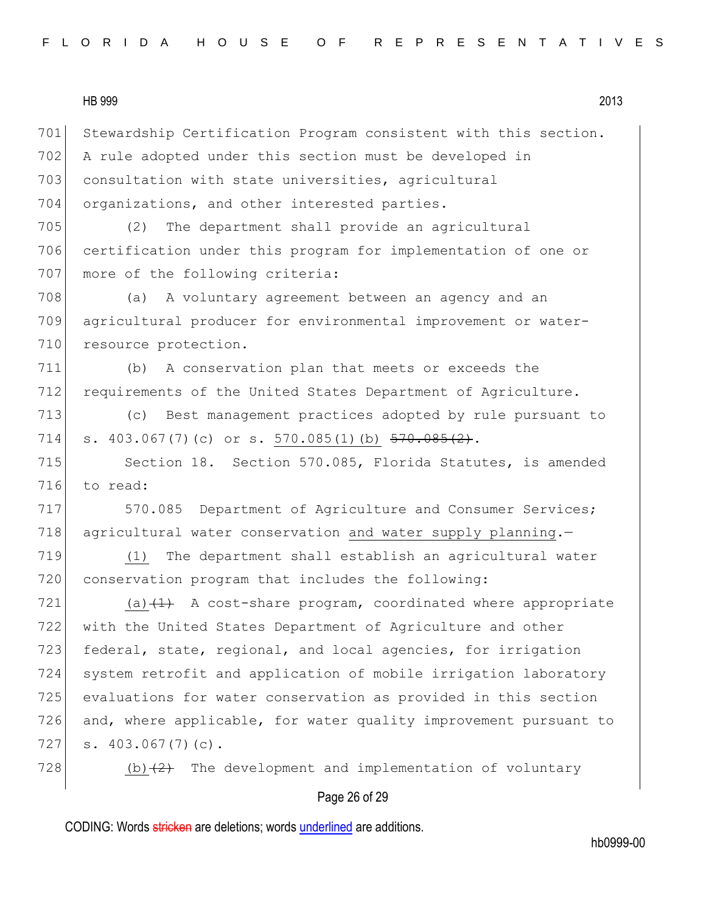Stewardship Certification Program consistent with this section. A rule adopted under this section must be developed in consultation with state universities, agricultural organizations, and other interested parties.

(2) The department shall provide an agricultural certification under this program for implementation of one or more of the following criteria:

(a) A voluntary agreement between an agency and an agricultural producer for environmental improvement or water-resource protection.

(b) A conservation plan that meets or exceeds the requirements of the United States Department of Agriculture.

(c) Best management practices adopted by rule pursuant to s. 403.067(7)(c) or s. 570.085(1)(b) ~~570.085(2)~~.

Section 18. Section 570.085, Florida Statutes, is amended to read:

570.085 Department of Agriculture and Consumer Services; agricultural water conservation and water supply planning.—

(1) The department shall establish an agricultural water conservation program that includes the following:

(a)~~(1)~~ A cost-share program, coordinated where appropriate with the United States Department of Agriculture and other federal, state, regional, and local agencies, for irrigation system retrofit and application of mobile irrigation laboratory evaluations for water conservation as provided in this section and, where applicable, for water quality improvement pursuant to s. 403.067(7)(c).

(b)~~(2)~~ The development and implementation of voluntary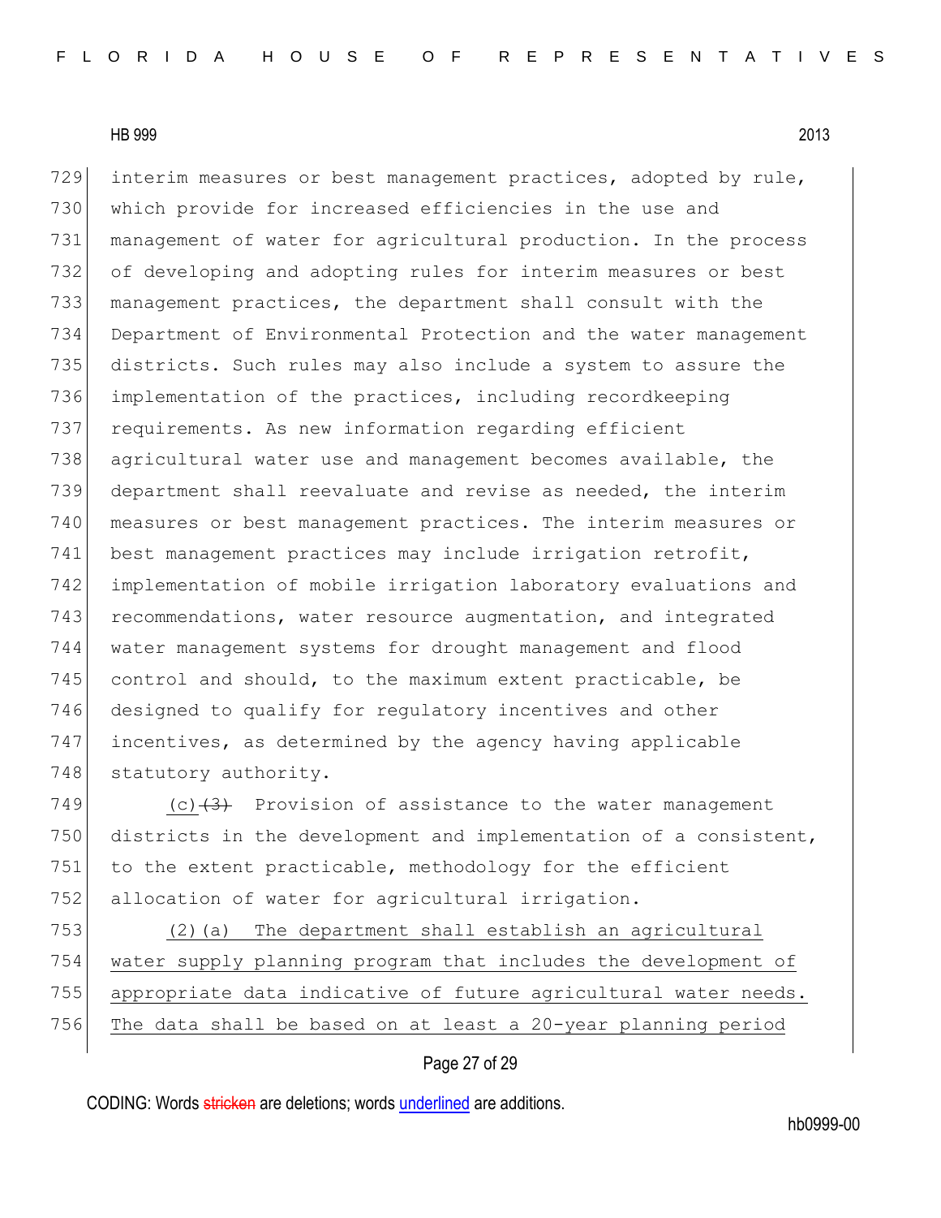interim measures or best management practices, adopted by rule, which provide for increased efficiencies in the use and management of water for agricultural production. In the process of developing and adopting rules for interim measures or best management practices, the department shall consult with the Department of Environmental Protection and the water management districts. Such rules may also include a system to assure the implementation of the practices, including recordkeeping requirements. As new information regarding efficient agricultural water use and management becomes available, the department shall reevaluate and revise as needed, the interim measures or best management practices. The interim measures or best management practices may include irrigation retrofit, implementation of mobile irrigation laboratory evaluations and recommendations, water resource augmentation, and integrated water management systems for drought management and flood control and should, to the maximum extent practicable, be designed to qualify for regulatory incentives and other incentives, as determined by the agency having applicable statutory authority.

(c) ~~(3)~~ Provision of assistance to the water management districts in the development and implementation of a consistent, to the extent practicable, methodology for the efficient allocation of water for agricultural irrigation.

(2)(a) The department shall establish an agricultural water supply planning program that includes the development of appropriate data indicative of future agricultural water needs. The data shall be based on at least a 20-year planning period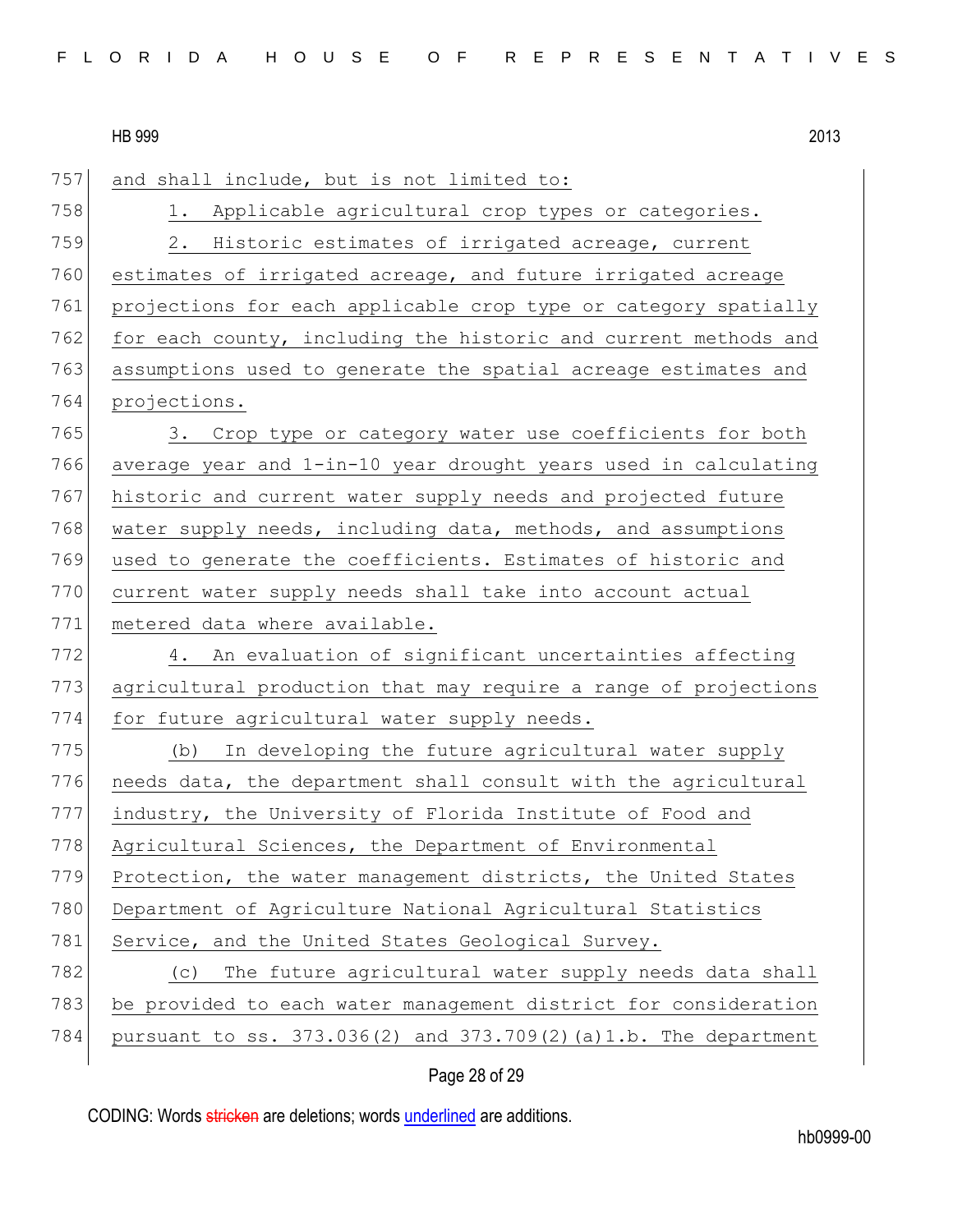and shall include, but is not limited to:

1. Applicable agricultural crop types or categories.

2. Historic estimates of irrigated acreage, current estimates of irrigated acreage, and future irrigated acreage projections for each applicable crop type or category spatially for each county, including the historic and current methods and assumptions used to generate the spatial acreage estimates and projections.

3. Crop type or category water use coefficients for both average year and 1-in-10 year drought years used in calculating historic and current water supply needs and projected future water supply needs, including data, methods, and assumptions used to generate the coefficients. Estimates of historic and current water supply needs shall take into account actual metered data where available.

4. An evaluation of significant uncertainties affecting agricultural production that may require a range of projections for future agricultural water supply needs.

(b) In developing the future agricultural water supply needs data, the department shall consult with the agricultural industry, the University of Florida Institute of Food and Agricultural Sciences, the Department of Environmental Protection, the water management districts, the United States Department of Agriculture National Agricultural Statistics Service, and the United States Geological Survey.

(c) The future agricultural water supply needs data shall be provided to each water management district for consideration pursuant to ss. 373.036(2) and 373.709(2)(a)1.b. The department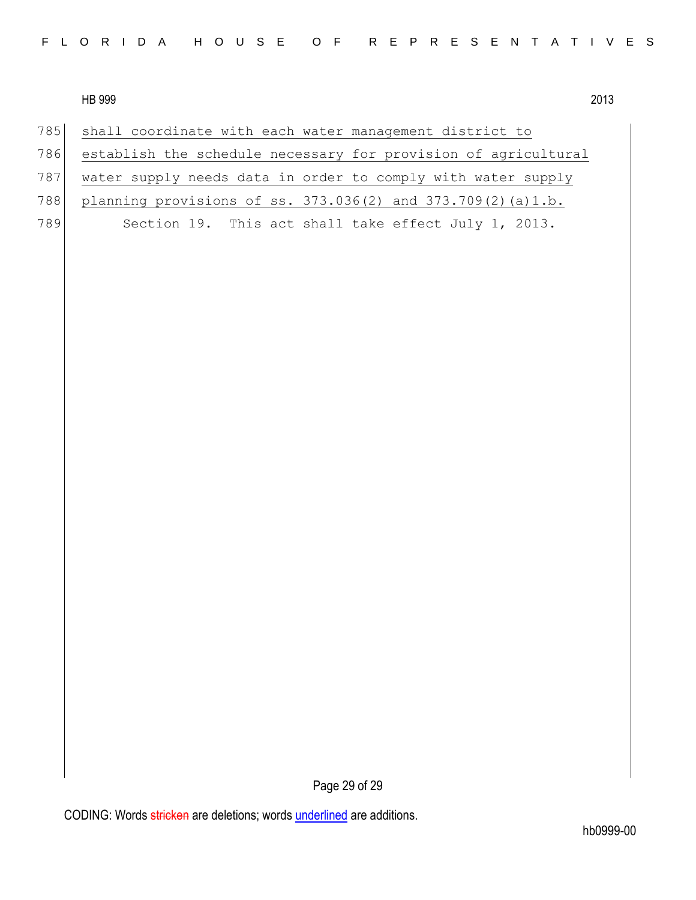785 shall coordinate with each water management district to
786 establish the schedule necessary for provision of agricultural
787 water supply needs data in order to comply with water supply
788 planning provisions of ss. 373.036(2) and 373.709(2)(a)1.b.
789 Section 19. This act shall take effect July 1, 2013.